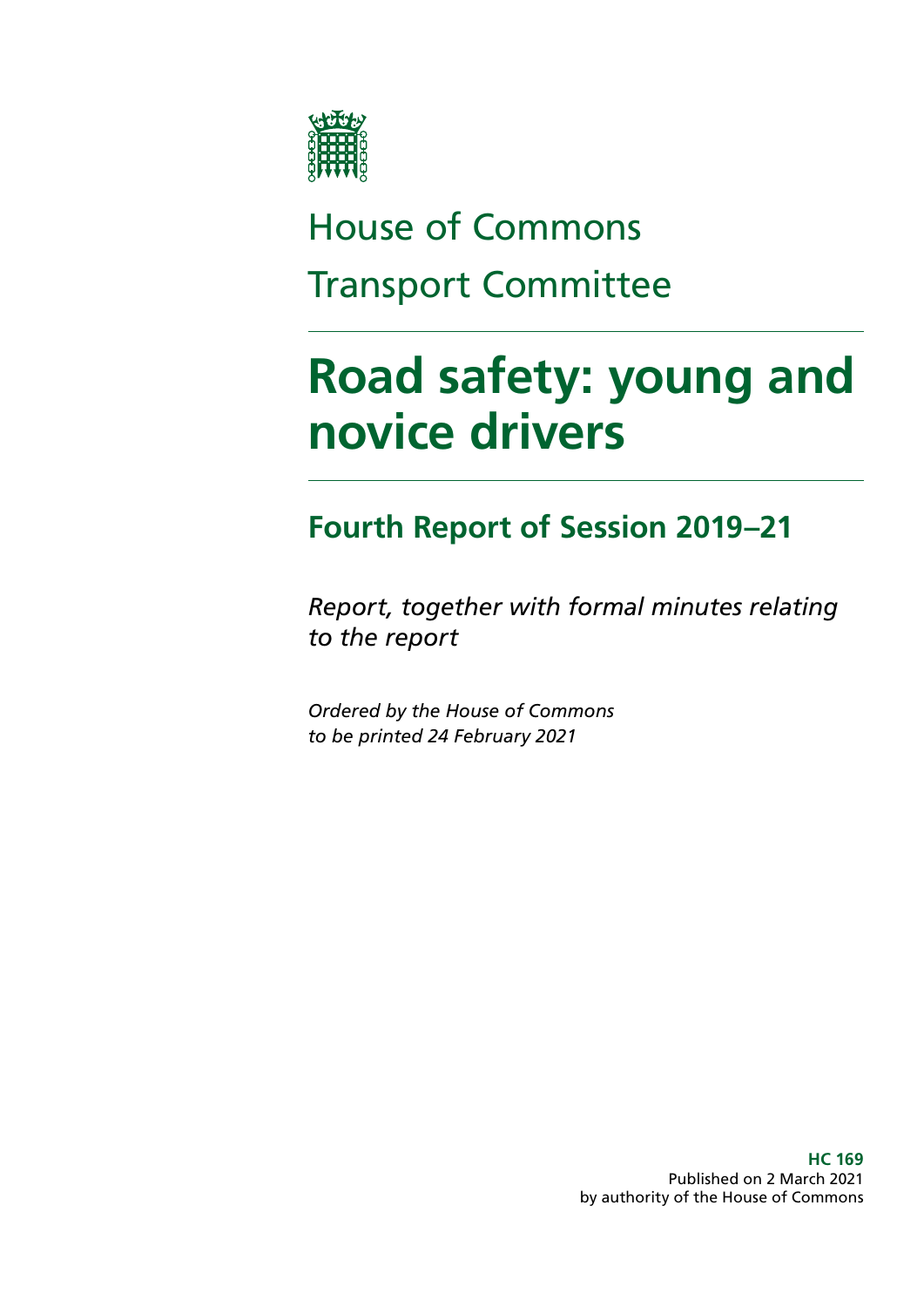House of Commons

Transport Committee

# Road safety: young and novice drivers

## Fourth Report of Session 2019–21

*Report, together with formal minutes relating to the report*

*Ordered by the House of Commons to be printed 24 February 2021*

**HC 169**
Published on 2 March 2021
by authority of the House of Commons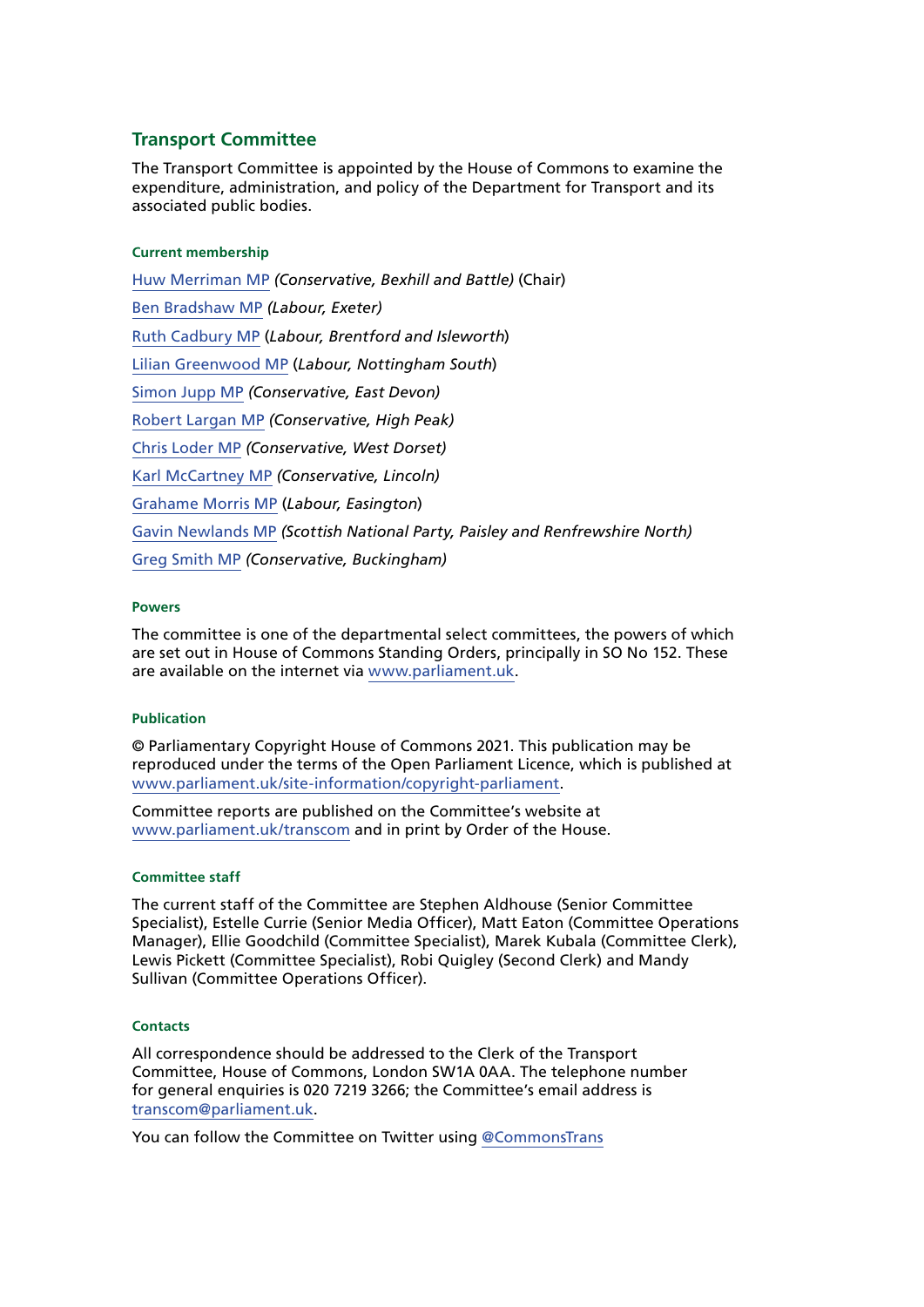## Transport Committee

The Transport Committee is appointed by the House of Commons to examine the expenditure, administration, and policy of the Department for Transport and its associated public bodies.

### Current membership

Huw Merriman MP *(Conservative, Bexhill and Battle)* (Chair)

Ben Bradshaw MP *(Labour, Exeter)*

Ruth Cadbury MP (*Labour, Brentford and Isleworth*)

Lilian Greenwood MP (*Labour, Nottingham South*)

Simon Jupp MP *(Conservative, East Devon)*

Robert Largan MP *(Conservative, High Peak)*

Chris Loder MP *(Conservative, West Dorset)*

Karl McCartney MP *(Conservative, Lincoln)*

Grahame Morris MP (*Labour, Easington*)

Gavin Newlands MP *(Scottish National Party, Paisley and Renfrewshire North)*

Greg Smith MP *(Conservative, Buckingham)*

### Powers

The committee is one of the departmental select committees, the powers of which are set out in House of Commons Standing Orders, principally in SO No 152. These are available on the internet via www.parliament.uk.

### Publication

© Parliamentary Copyright House of Commons 2021. This publication may be reproduced under the terms of the Open Parliament Licence, which is published at www.parliament.uk/site-information/copyright-parliament.

Committee reports are published on the Committee's website at www.parliament.uk/transcom and in print by Order of the House.

### Committee staff

The current staff of the Committee are Stephen Aldhouse (Senior Committee Specialist), Estelle Currie (Senior Media Officer), Matt Eaton (Committee Operations Manager), Ellie Goodchild (Committee Specialist), Marek Kubala (Committee Clerk), Lewis Pickett (Committee Specialist), Robi Quigley (Second Clerk) and Mandy Sullivan (Committee Operations Officer).

### Contacts

All correspondence should be addressed to the Clerk of the Transport Committee, House of Commons, London SW1A 0AA. The telephone number for general enquiries is 020 7219 3266; the Committee's email address is transcom@parliament.uk.

You can follow the Committee on Twitter using @CommonsTrans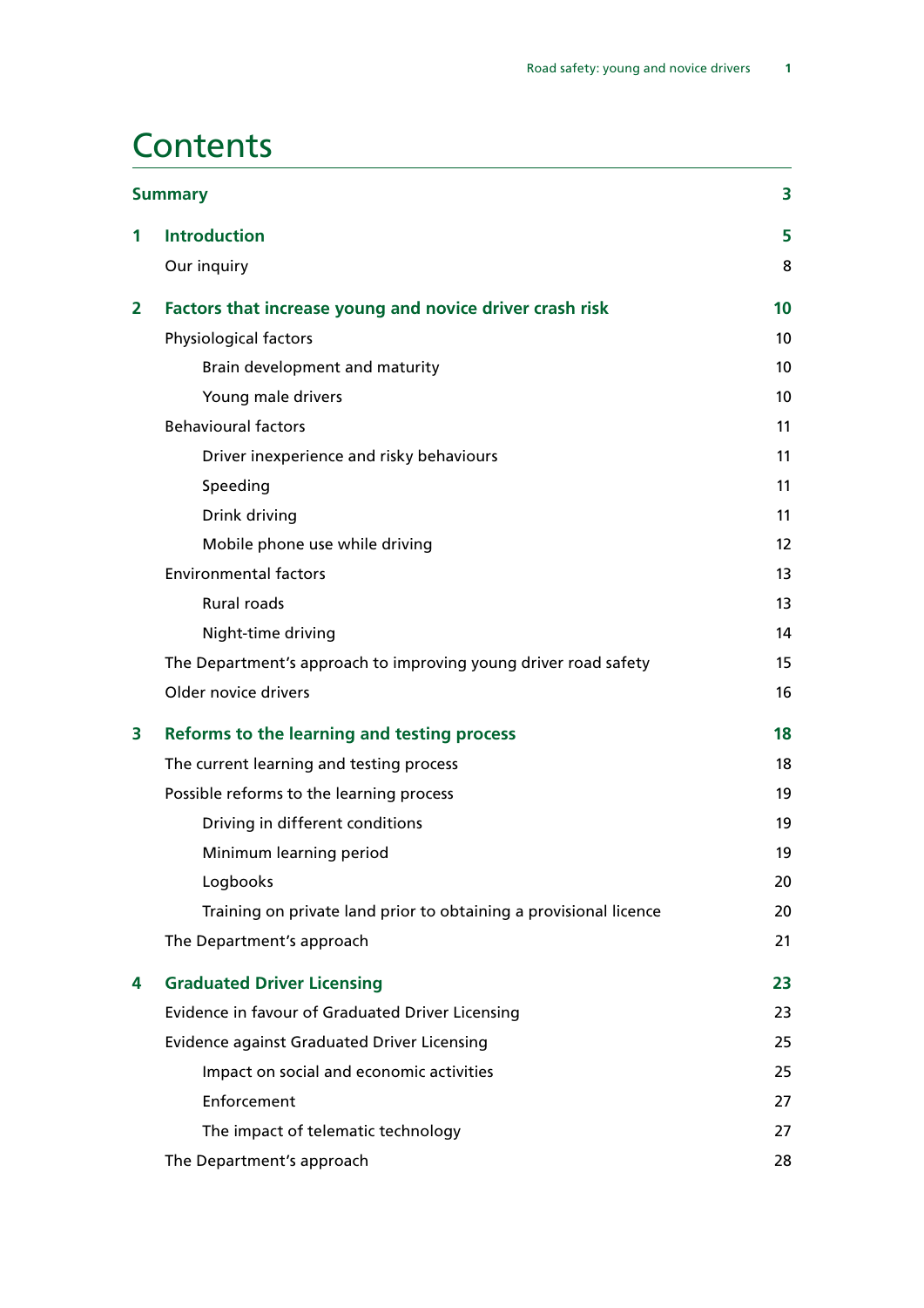# Contents

| | | |
|---|---|---|
| **Summary** | | **3** |
| **1** | **Introduction** | **5** |
| | Our inquiry | 8 |
| **2** | **Factors that increase young and novice driver crash risk** | **10** |
| | Physiological factors | 10 |
| | Brain development and maturity | 10 |
| | Young male drivers | 10 |
| | Behavioural factors | 11 |
| | Driver inexperience and risky behaviours | 11 |
| | Speeding | 11 |
| | Drink driving | 11 |
| | Mobile phone use while driving | 12 |
| | Environmental factors | 13 |
| | Rural roads | 13 |
| | Night-time driving | 14 |
| | The Department's approach to improving young driver road safety | 15 |
| | Older novice drivers | 16 |
| **3** | **Reforms to the learning and testing process** | **18** |
| | The current learning and testing process | 18 |
| | Possible reforms to the learning process | 19 |
| | Driving in different conditions | 19 |
| | Minimum learning period | 19 |
| | Logbooks | 20 |
| | Training on private land prior to obtaining a provisional licence | 20 |
| | The Department's approach | 21 |
| **4** | **Graduated Driver Licensing** | **23** |
| | Evidence in favour of Graduated Driver Licensing | 23 |
| | Evidence against Graduated Driver Licensing | 25 |
| | Impact on social and economic activities | 25 |
| | Enforcement | 27 |
| | The impact of telematic technology | 27 |
| | The Department's approach | 28 |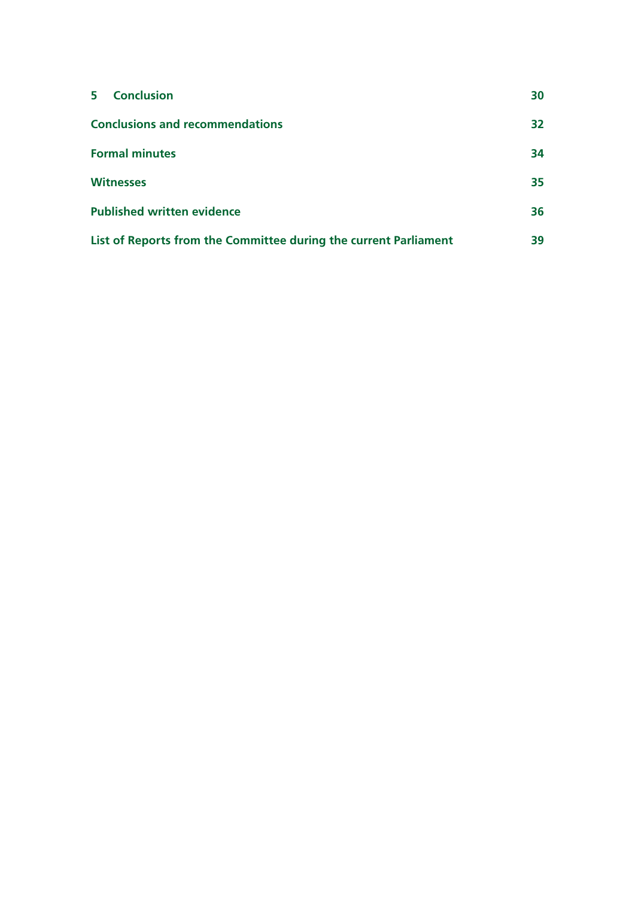**5 Conclusion** 30

**Conclusions and recommendations** 32

**Formal minutes** 34

**Witnesses** 35

**Published written evidence** 36

**List of Reports from the Committee during the current Parliament** 39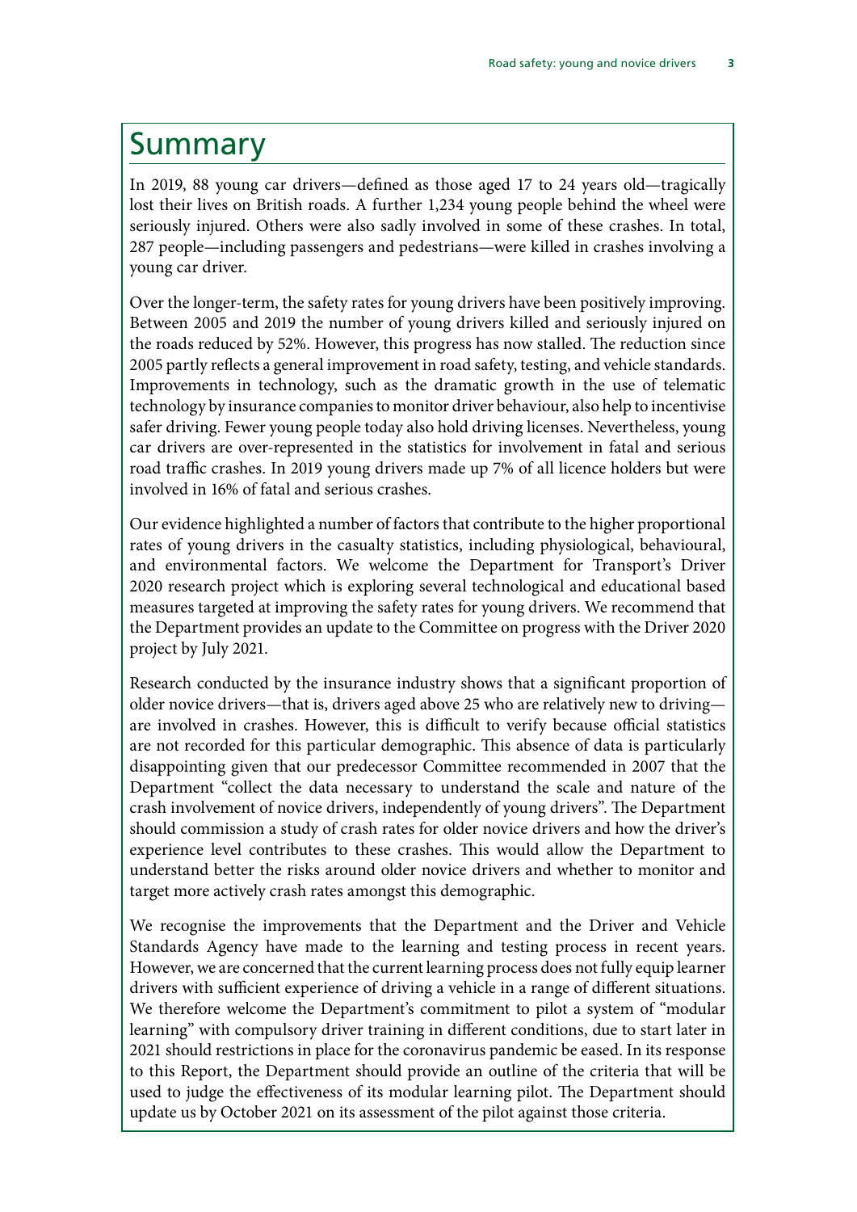# Summary

In 2019, 88 young car drivers—defined as those aged 17 to 24 years old—tragically lost their lives on British roads. A further 1,234 young people behind the wheel were seriously injured. Others were also sadly involved in some of these crashes. In total, 287 people—including passengers and pedestrians—were killed in crashes involving a young car driver.

Over the longer-term, the safety rates for young drivers have been positively improving. Between 2005 and 2019 the number of young drivers killed and seriously injured on the roads reduced by 52%. However, this progress has now stalled. The reduction since 2005 partly reflects a general improvement in road safety, testing, and vehicle standards. Improvements in technology, such as the dramatic growth in the use of telematic technology by insurance companies to monitor driver behaviour, also help to incentivise safer driving. Fewer young people today also hold driving licenses. Nevertheless, young car drivers are over-represented in the statistics for involvement in fatal and serious road traffic crashes. In 2019 young drivers made up 7% of all licence holders but were involved in 16% of fatal and serious crashes.

Our evidence highlighted a number of factors that contribute to the higher proportional rates of young drivers in the casualty statistics, including physiological, behavioural, and environmental factors. We welcome the Department for Transport's Driver 2020 research project which is exploring several technological and educational based measures targeted at improving the safety rates for young drivers. We recommend that the Department provides an update to the Committee on progress with the Driver 2020 project by July 2021.

Research conducted by the insurance industry shows that a significant proportion of older novice drivers—that is, drivers aged above 25 who are relatively new to driving—are involved in crashes. However, this is difficult to verify because official statistics are not recorded for this particular demographic. This absence of data is particularly disappointing given that our predecessor Committee recommended in 2007 that the Department "collect the data necessary to understand the scale and nature of the crash involvement of novice drivers, independently of young drivers". The Department should commission a study of crash rates for older novice drivers and how the driver's experience level contributes to these crashes. This would allow the Department to understand better the risks around older novice drivers and whether to monitor and target more actively crash rates amongst this demographic.

We recognise the improvements that the Department and the Driver and Vehicle Standards Agency have made to the learning and testing process in recent years. However, we are concerned that the current learning process does not fully equip learner drivers with sufficient experience of driving a vehicle in a range of different situations. We therefore welcome the Department's commitment to pilot a system of "modular learning" with compulsory driver training in different conditions, due to start later in 2021 should restrictions in place for the coronavirus pandemic be eased. In its response to this Report, the Department should provide an outline of the criteria that will be used to judge the effectiveness of its modular learning pilot. The Department should update us by October 2021 on its assessment of the pilot against those criteria.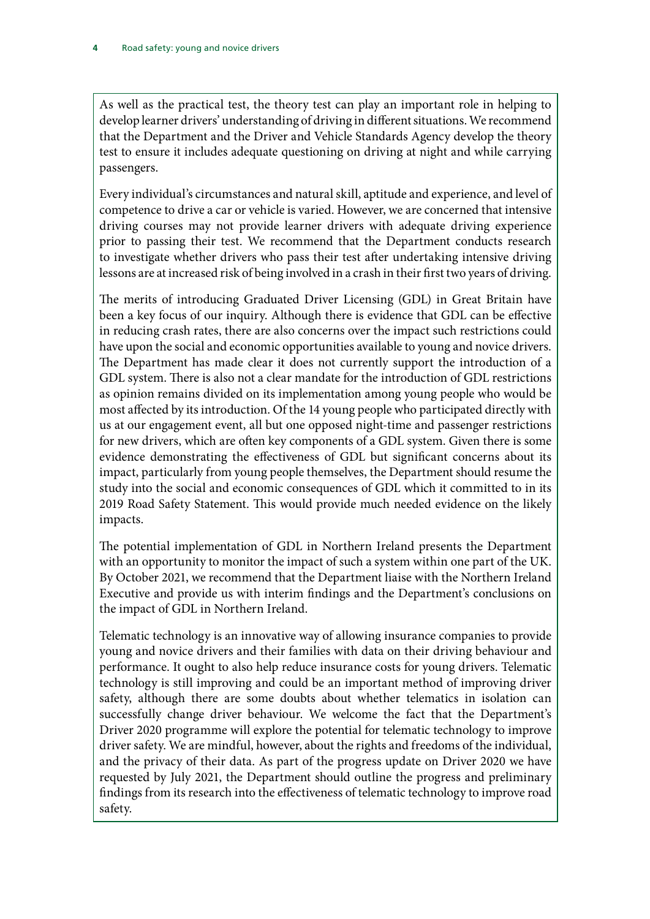As well as the practical test, the theory test can play an important role in helping to develop learner drivers' understanding of driving in different situations. **We recommend that the Department and the Driver and Vehicle Standards Agency develop the theory test to ensure it includes adequate questioning on driving at night and while carrying passengers.**

Every individual's circumstances and natural skill, aptitude and experience, and level of competence to drive a car or vehicle is varied. However, we are concerned that intensive driving courses may not provide learner drivers with adequate driving experience prior to passing their test. **We recommend that the Department conducts research to investigate whether drivers who pass their test after undertaking intensive driving lessons are at increased risk of being involved in a crash in their first two years of driving.**

The merits of introducing Graduated Driver Licensing (GDL) in Great Britain have been a key focus of our inquiry. Although there is evidence that GDL can be effective in reducing crash rates, there are also concerns over the impact such restrictions could have upon the social and economic opportunities available to young and novice drivers. The Department has made clear it does not currently support the introduction of a GDL system. There is also not a clear mandate for the introduction of GDL restrictions as opinion remains divided on its implementation among young people who would be most affected by its introduction. Of the 14 young people who participated directly with us at our engagement event, all but one opposed night-time and passenger restrictions for new drivers, which are often key components of a GDL system. **Given there is some evidence demonstrating the effectiveness of GDL but significant concerns about its impact, particularly from young people themselves, the Department should resume the study into the social and economic consequences of GDL which it committed to in its 2019 Road Safety Statement. This would provide much needed evidence on the likely impacts.**

The potential implementation of GDL in Northern Ireland presents the Department with an opportunity to monitor the impact of such a system within one part of the UK. **By October 2021, we recommend that the Department liaise with the Northern Ireland Executive and provide us with interim findings and the Department's conclusions on the impact of GDL in Northern Ireland.**

Telematic technology is an innovative way of allowing insurance companies to provide young and novice drivers and their families with data on their driving behaviour and performance. It ought to also help reduce insurance costs for young drivers. Telematic technology is still improving and could be an important method of improving driver safety, although there are some doubts about whether telematics in isolation can successfully change driver behaviour. We welcome the fact that the Department's Driver 2020 programme will explore the potential for telematic technology to improve driver safety. We are mindful, however, about the rights and freedoms of the individual, and the privacy of their data. **As part of the progress update on Driver 2020 we have requested by July 2021, the Department should outline the progress and preliminary findings from its research into the effectiveness of telematic technology to improve road safety.**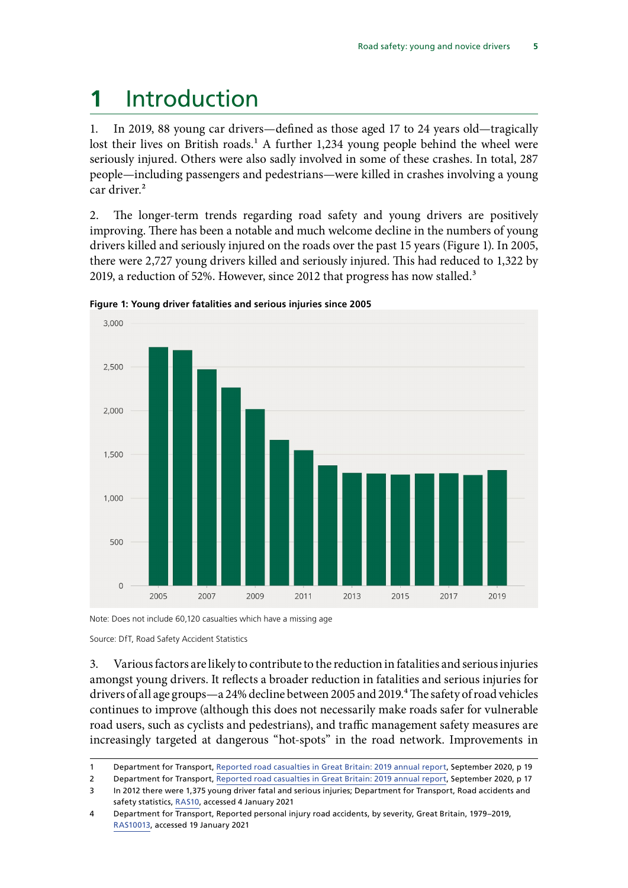# 1 Introduction

1. In 2019, 88 young car drivers—defined as those aged 17 to 24 years old—tragically lost their lives on British roads.[1] A further 1,234 young people behind the wheel were seriously injured. Others were also sadly involved in some of these crashes. In total, 287 people—including passengers and pedestrians—were killed in crashes involving a young car driver.[2]

2. The longer-term trends regarding road safety and young drivers are positively improving. There has been a notable and much welcome decline in the numbers of young drivers killed and seriously injured on the roads over the past 15 years (Figure 1). In 2005, there were 2,727 young drivers killed and seriously injured. This had reduced to 1,322 by 2019, a reduction of 52%. However, since 2012 that progress has now stalled.[3]

**Figure 1: Young driver fatalities and serious injuries since 2005**

Note: Does not include 60,120 casualties which have a missing age

Source: DfT, Road Safety Accident Statistics

3. Various factors are likely to contribute to the reduction in fatalities and serious injuries amongst young drivers. It reflects a broader reduction in fatalities and serious injuries for drivers of all age groups—a 24% decline between 2005 and 2019.[4] The safety of road vehicles continues to improve (although this does not necessarily make roads safer for vulnerable road users, such as cyclists and pedestrians), and traffic management safety measures are increasingly targeted at dangerous "hot-spots" in the road network. Improvements in

1 Department for Transport, Reported road casualties in Great Britain: 2019 annual report, September 2020, p 19

2 Department for Transport, Reported road casualties in Great Britain: 2019 annual report, September 2020, p 17

3 In 2012 there were 1,375 young driver fatal and serious injuries; Department for Transport, Road accidents and safety statistics, RAS10, accessed 4 January 2021

4 Department for Transport, Reported personal injury road accidents, by severity, Great Britain, 1979–2019, RAS10013, accessed 19 January 2021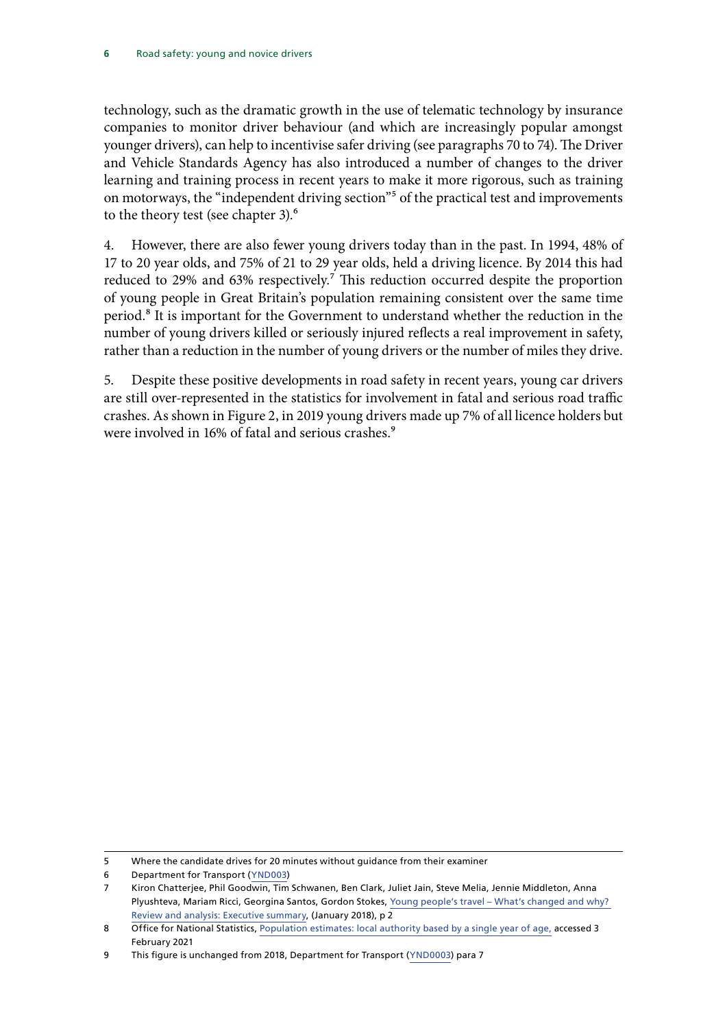technology, such as the dramatic growth in the use of telematic technology by insurance companies to monitor driver behaviour (and which are increasingly popular amongst younger drivers), can help to incentivise safer driving (see paragraphs 70 to 74). The Driver and Vehicle Standards Agency has also introduced a number of changes to the driver learning and training process in recent years to make it more rigorous, such as training on motorways, the "independent driving section"[5] of the practical test and improvements to the theory test (see chapter 3).[6]

4. However, there are also fewer young drivers today than in the past. In 1994, 48% of 17 to 20 year olds, and 75% of 21 to 29 year olds, held a driving licence. By 2014 this had reduced to 29% and 63% respectively.[7] This reduction occurred despite the proportion of young people in Great Britain's population remaining consistent over the same time period.[8] It is important for the Government to understand whether the reduction in the number of young drivers killed or seriously injured reflects a real improvement in safety, rather than a reduction in the number of young drivers or the number of miles they drive.

5. Despite these positive developments in road safety in recent years, young car drivers are still over-represented in the statistics for involvement in fatal and serious road traffic crashes. As shown in Figure 2, in 2019 young drivers made up 7% of all licence holders but were involved in 16% of fatal and serious crashes.[9]

---

5 Where the candidate drives for 20 minutes without guidance from their examiner

6 Department for Transport (YND003)

7 Kiron Chatterjee, Phil Goodwin, Tim Schwanen, Ben Clark, Juliet Jain, Steve Melia, Jennie Middleton, Anna Plyushteva, Mariam Ricci, Georgina Santos, Gordon Stokes, Young people's travel – What's changed and why? Review and analysis: Executive summary, (January 2018), p 2

8 Office for National Statistics, Population estimates: local authority based by a single year of age, accessed 3 February 2021

9 This figure is unchanged from 2018, Department for Transport (YND0003) para 7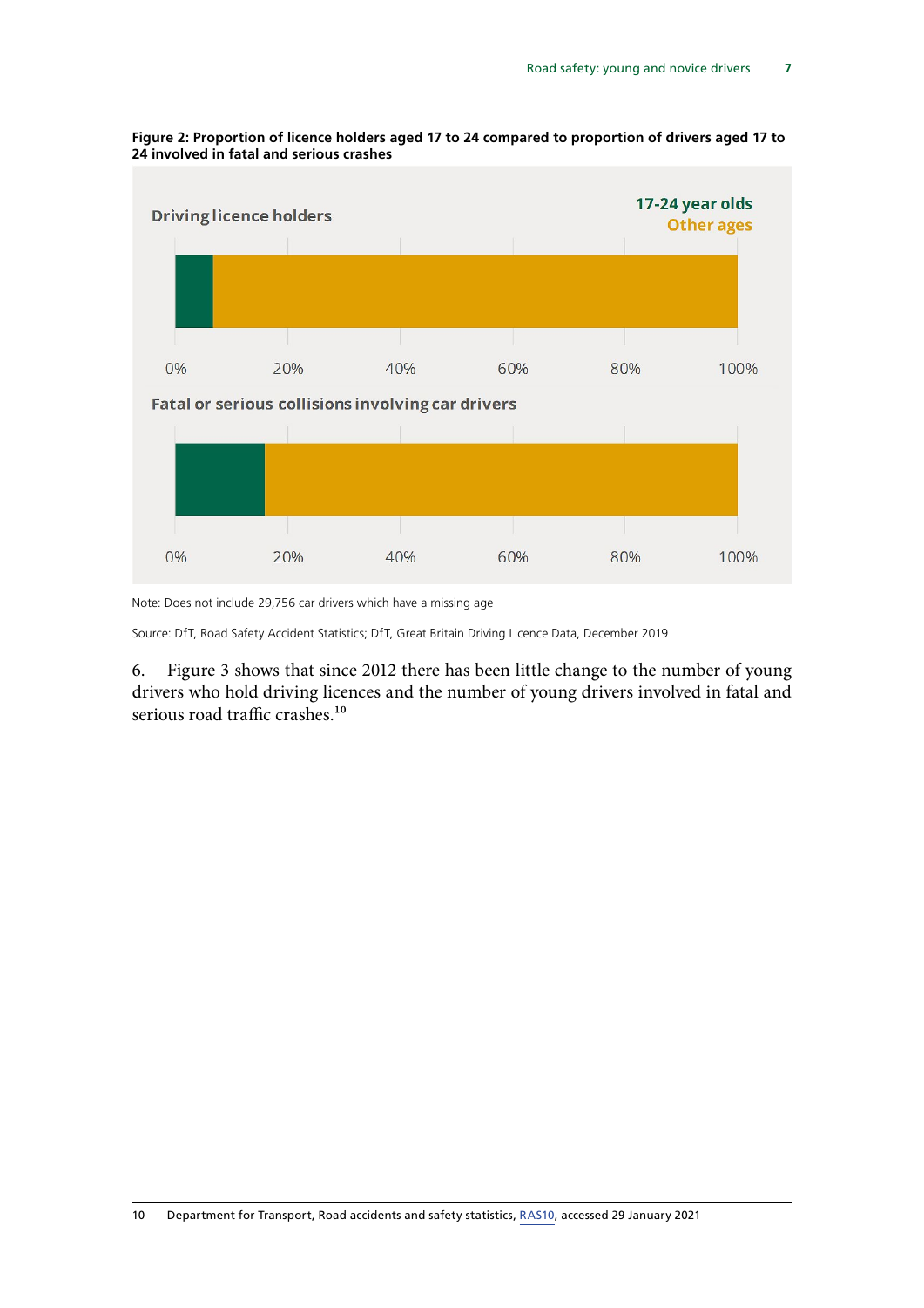**Figure 2: Proportion of licence holders aged 17 to 24 compared to proportion of drivers aged 17 to 24 involved in fatal and serious crashes**

Driving licence holders

17-24 year olds
Other ages

0% 20% 40% 60% 80% 100%

Fatal or serious collisions involving car drivers

0% 20% 40% 60% 80% 100%

Note: Does not include 29,756 car drivers which have a missing age

Source: DfT, Road Safety Accident Statistics; DfT, Great Britain Driving Licence Data, December 2019

6. Figure 3 shows that since 2012 there has been little change to the number of young drivers who hold driving licences and the number of young drivers involved in fatal and serious road traffic crashes.[10]

10 Department for Transport, Road accidents and safety statistics, RAS10, accessed 29 January 2021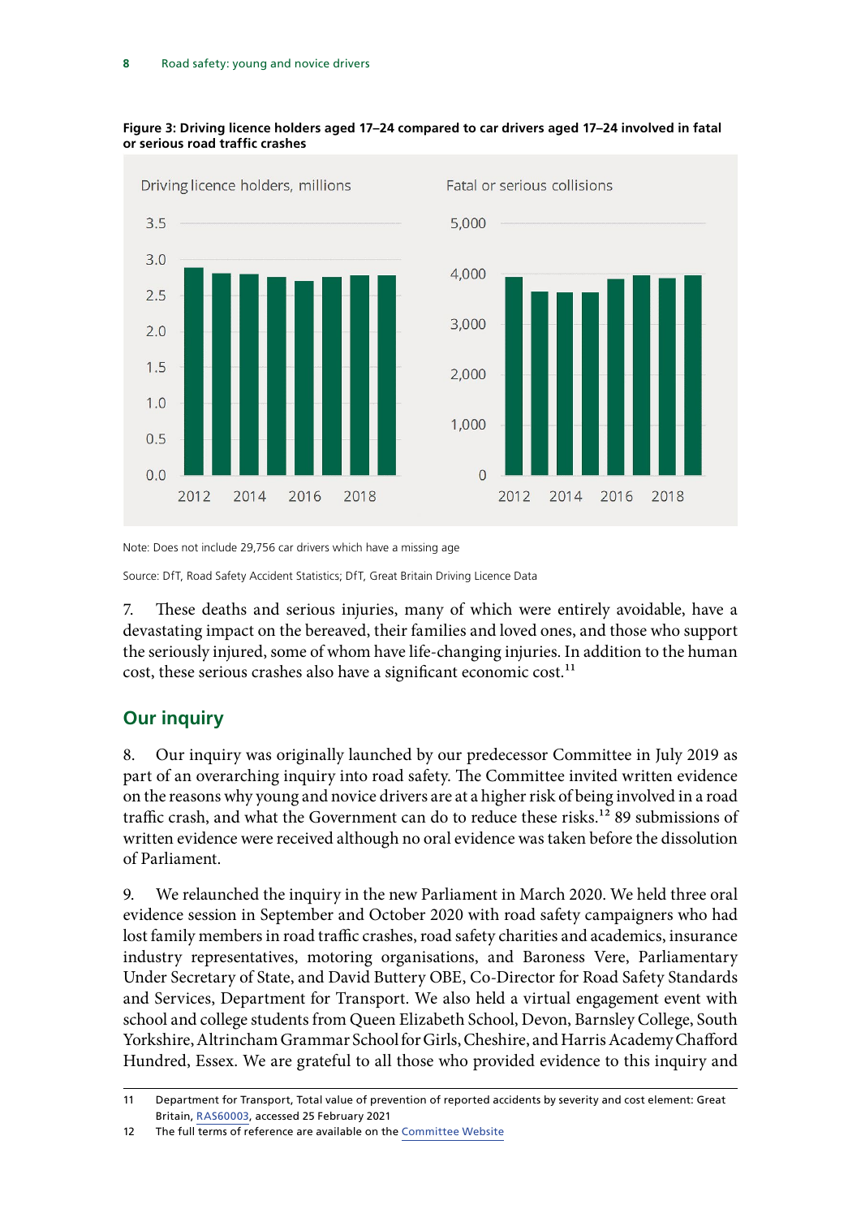**Figure 3: Driving licence holders aged 17–24 compared to car drivers aged 17–24 involved in fatal or serious road traffic crashes**

Driving licence holders, millions

Fatal or serious collisions

Note: Does not include 29,756 car drivers which have a missing age

Source: DfT, Road Safety Accident Statistics; DfT, Great Britain Driving Licence Data

7. These deaths and serious injuries, many of which were entirely avoidable, have a devastating impact on the bereaved, their families and loved ones, and those who support the seriously injured, some of whom have life-changing injuries. In addition to the human cost, these serious crashes also have a significant economic cost.[11]

## Our inquiry

8. Our inquiry was originally launched by our predecessor Committee in July 2019 as part of an overarching inquiry into road safety. The Committee invited written evidence on the reasons why young and novice drivers are at a higher risk of being involved in a road traffic crash, and what the Government can do to reduce these risks.[12] 89 submissions of written evidence were received although no oral evidence was taken before the dissolution of Parliament.

9. We relaunched the inquiry in the new Parliament in March 2020. We held three oral evidence session in September and October 2020 with road safety campaigners who had lost family members in road traffic crashes, road safety charities and academics, insurance industry representatives, motoring organisations, and Baroness Vere, Parliamentary Under Secretary of State, and David Buttery OBE, Co-Director for Road Safety Standards and Services, Department for Transport. We also held a virtual engagement event with school and college students from Queen Elizabeth School, Devon, Barnsley College, South Yorkshire, Altrincham Grammar School for Girls, Cheshire, and Harris Academy Chafford Hundred, Essex. We are grateful to all those who provided evidence to this inquiry and

---

11 Department for Transport, Total value of prevention of reported accidents by severity and cost element: Great Britain, RAS60003, accessed 25 February 2021

12 The full terms of reference are available on the Committee Website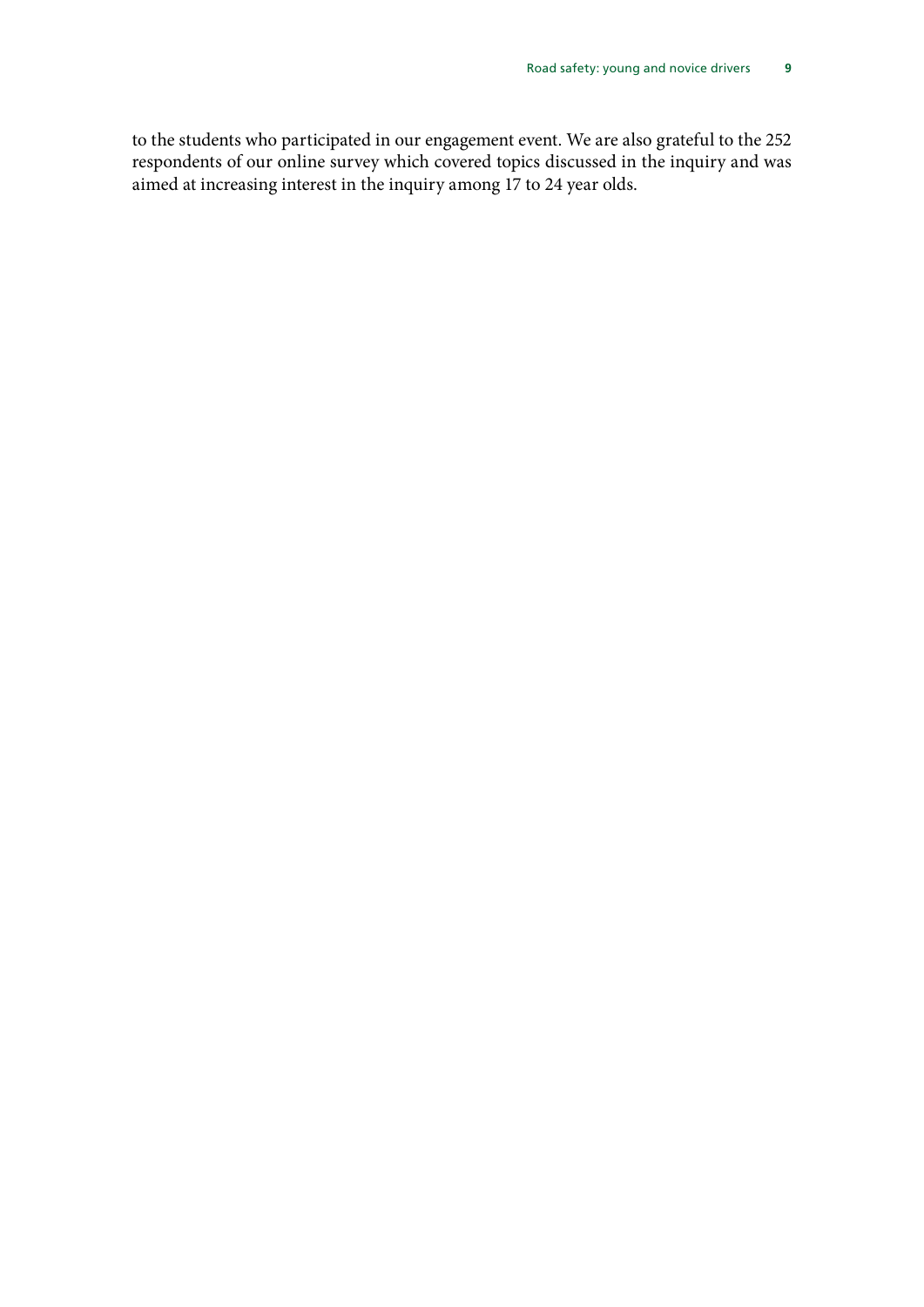to the students who participated in our engagement event. We are also grateful to the 252 respondents of our online survey which covered topics discussed in the inquiry and was aimed at increasing interest in the inquiry among 17 to 24 year olds.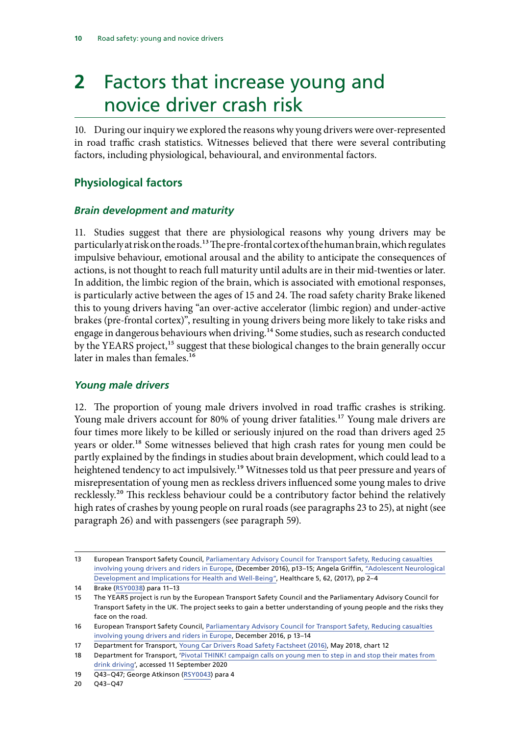# 2 Factors that increase young and novice driver crash risk

10. During our inquiry we explored the reasons why young drivers were over-represented in road traffic crash statistics. Witnesses believed that there were several contributing factors, including physiological, behavioural, and environmental factors.

## Physiological factors

### *Brain development and maturity*

11. Studies suggest that there are physiological reasons why young drivers may be particularly at risk on the roads.[13] The pre-frontal cortex of the human brain, which regulates impulsive behaviour, emotional arousal and the ability to anticipate the consequences of actions, is not thought to reach full maturity until adults are in their mid-twenties or later. In addition, the limbic region of the brain, which is associated with emotional responses, is particularly active between the ages of 15 and 24. The road safety charity Brake likened this to young drivers having "an over-active accelerator (limbic region) and under-active brakes (pre-frontal cortex)", resulting in young drivers being more likely to take risks and engage in dangerous behaviours when driving.[14] Some studies, such as research conducted by the YEARS project,[15] suggest that these biological changes to the brain generally occur later in males than females.[16]

### *Young male drivers*

12. The proportion of young male drivers involved in road traffic crashes is striking. Young male drivers account for 80% of young driver fatalities.[17] Young male drivers are four times more likely to be killed or seriously injured on the road than drivers aged 25 years or older.[18] Some witnesses believed that high crash rates for young men could be partly explained by the findings in studies about brain development, which could lead to a heightened tendency to act impulsively.[19] Witnesses told us that peer pressure and years of misrepresentation of young men as reckless drivers influenced some young males to drive recklessly.[20] This reckless behaviour could be a contributory factor behind the relatively high rates of crashes by young people on rural roads (see paragraphs 23 to 25), at night (see paragraph 26) and with passengers (see paragraph 59).

---

13 European Transport Safety Council, Parliamentary Advisory Council for Transport Safety, Reducing casualties involving young drivers and riders in Europe, (December 2016), p13–15; Angela Griffin, "Adolescent Neurological Development and Implications for Health and Well-Being", Healthcare 5, 62, (2017), pp 2–4

14 Brake (RSY0038) para 11–13

15 The YEARS project is run by the European Transport Safety Council and the Parliamentary Advisory Council for Transport Safety in the UK. The project seeks to gain a better understanding of young people and the risks they face on the road.

16 European Transport Safety Council, Parliamentary Advisory Council for Transport Safety, Reducing casualties involving young drivers and riders in Europe, December 2016, p 13–14

17 Department for Transport, Young Car Drivers Road Safety Factsheet (2016), May 2018, chart 12

18 Department for Transport, 'Pivotal THINK! campaign calls on young men to step in and stop their mates from drink driving', accessed 11 September 2020

19 Q43–Q47; George Atkinson (RSY0043) para 4

20 Q43–Q47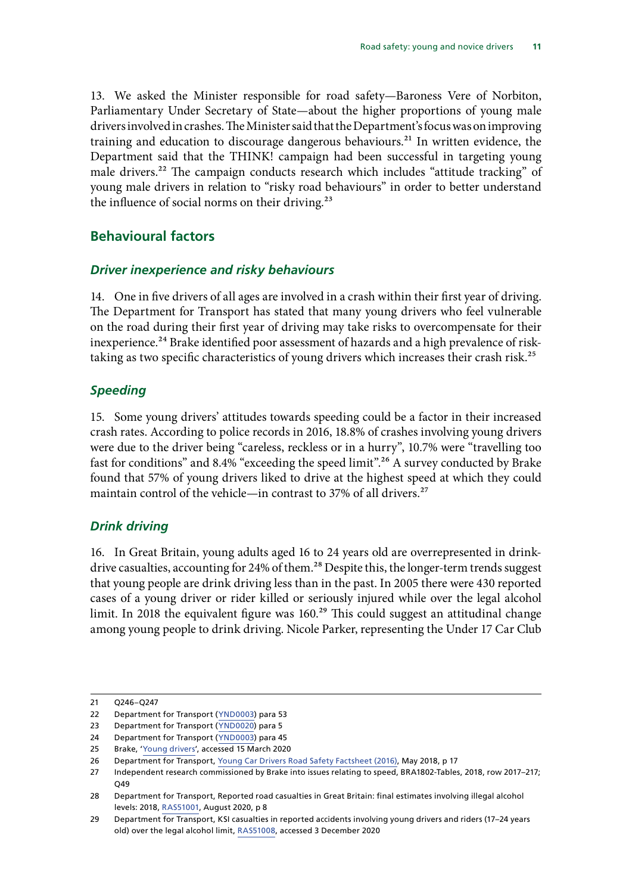13. We asked the Minister responsible for road safety—Baroness Vere of Norbiton, Parliamentary Under Secretary of State—about the higher proportions of young male drivers involved in crashes. The Minister said that the Department's focus was on improving training and education to discourage dangerous behaviours.[21] In written evidence, the Department said that the THINK! campaign had been successful in targeting young male drivers.[22] The campaign conducts research which includes "attitude tracking" of young male drivers in relation to "risky road behaviours" in order to better understand the influence of social norms on their driving.[23]

## Behavioural factors

### *Driver inexperience and risky behaviours*

14. One in five drivers of all ages are involved in a crash within their first year of driving. The Department for Transport has stated that many young drivers who feel vulnerable on the road during their first year of driving may take risks to overcompensate for their inexperience.[24] Brake identified poor assessment of hazards and a high prevalence of risk-taking as two specific characteristics of young drivers which increases their crash risk.[25]

### *Speeding*

15. Some young drivers' attitudes towards speeding could be a factor in their increased crash rates. According to police records in 2016, 18.8% of crashes involving young drivers were due to the driver being "careless, reckless or in a hurry", 10.7% were "travelling too fast for conditions" and 8.4% "exceeding the speed limit".[26] A survey conducted by Brake found that 57% of young drivers liked to drive at the highest speed at which they could maintain control of the vehicle—in contrast to 37% of all drivers.[27]

### *Drink driving*

16. In Great Britain, young adults aged 16 to 24 years old are overrepresented in drink-drive casualties, accounting for 24% of them.[28] Despite this, the longer-term trends suggest that young people are drink driving less than in the past. In 2005 there were 430 reported cases of a young driver or rider killed or seriously injured while over the legal alcohol limit. In 2018 the equivalent figure was 160.[29] This could suggest an attitudinal change among young people to drink driving. Nicole Parker, representing the Under 17 Car Club

---

21 Q246–Q247

22 Department for Transport (YND0003) para 53

23 Department for Transport (YND0020) para 5

24 Department for Transport (YND0003) para 45

25 Brake, 'Young drivers', accessed 15 March 2020

26 Department for Transport, Young Car Drivers Road Safety Factsheet (2016), May 2018, p 17

27 Independent research commissioned by Brake into issues relating to speed, BRA1802-Tables, 2018, row 2017–217; Q49

28 Department for Transport, Reported road casualties in Great Britain: final estimates involving illegal alcohol levels: 2018, RAS51001, August 2020, p 8

29 Department for Transport, KSI casualties in reported accidents involving young drivers and riders (17–24 years old) over the legal alcohol limit, RAS51008, accessed 3 December 2020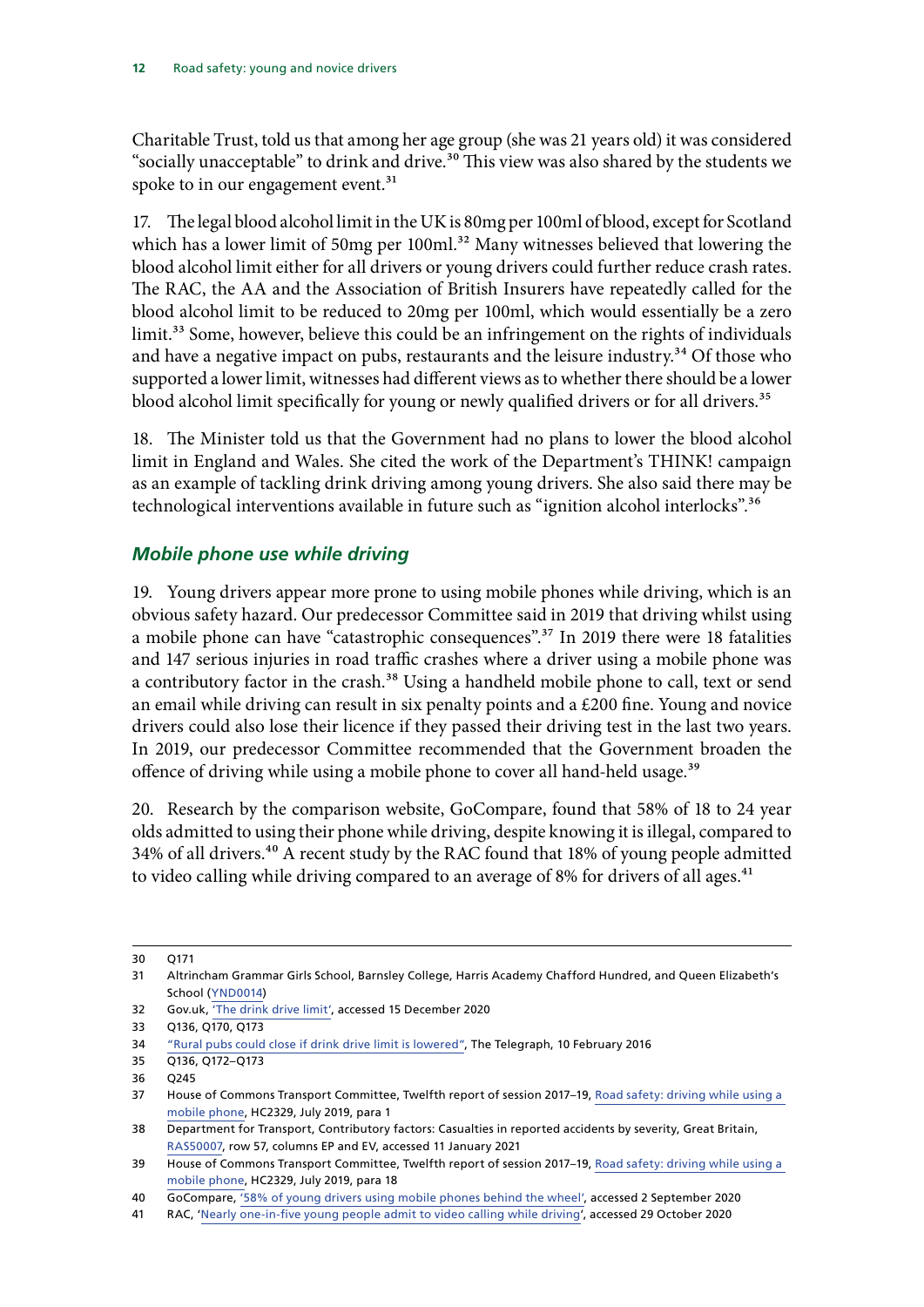Charitable Trust, told us that among her age group (she was 21 years old) it was considered "socially unacceptable" to drink and drive.[30] This view was also shared by the students we spoke to in our engagement event.[31]

17. The legal blood alcohol limit in the UK is 80mg per 100ml of blood, except for Scotland which has a lower limit of 50mg per 100ml.[32] Many witnesses believed that lowering the blood alcohol limit either for all drivers or young drivers could further reduce crash rates. The RAC, the AA and the Association of British Insurers have repeatedly called for the blood alcohol limit to be reduced to 20mg per 100ml, which would essentially be a zero limit.[33] Some, however, believe this could be an infringement on the rights of individuals and have a negative impact on pubs, restaurants and the leisure industry.[34] Of those who supported a lower limit, witnesses had different views as to whether there should be a lower blood alcohol limit specifically for young or newly qualified drivers or for all drivers.[35]

18. The Minister told us that the Government had no plans to lower the blood alcohol limit in England and Wales. She cited the work of the Department's THINK! campaign as an example of tackling drink driving among young drivers. She also said there may be technological interventions available in future such as "ignition alcohol interlocks".[36]

### *Mobile phone use while driving*

19. Young drivers appear more prone to using mobile phones while driving, which is an obvious safety hazard. Our predecessor Committee said in 2019 that driving whilst using a mobile phone can have "catastrophic consequences".[37] In 2019 there were 18 fatalities and 147 serious injuries in road traffic crashes where a driver using a mobile phone was a contributory factor in the crash.[38] Using a handheld mobile phone to call, text or send an email while driving can result in six penalty points and a £200 fine. Young and novice drivers could also lose their licence if they passed their driving test in the last two years. In 2019, our predecessor Committee recommended that the Government broaden the offence of driving while using a mobile phone to cover all hand-held usage.[39]

20. Research by the comparison website, GoCompare, found that 58% of 18 to 24 year olds admitted to using their phone while driving, despite knowing it is illegal, compared to 34% of all drivers.[40] A recent study by the RAC found that 18% of young people admitted to video calling while driving compared to an average of 8% for drivers of all ages.[41]

---

30 Q171

31 Altrincham Grammar Girls School, Barnsley College, Harris Academy Chafford Hundred, and Queen Elizabeth's School (YND0014)

32 Gov.uk, 'The drink drive limit', accessed 15 December 2020

33 Q136, Q170, Q173

34 "Rural pubs could close if drink drive limit is lowered", The Telegraph, 10 February 2016

35 Q136, Q172–Q173

36 Q245

37 House of Commons Transport Committee, Twelfth report of session 2017–19, Road safety: driving while using a mobile phone, HC2329, July 2019, para 1

38 Department for Transport, Contributory factors: Casualties in reported accidents by severity, Great Britain, RAS50007, row 57, columns EP and EV, accessed 11 January 2021

39 House of Commons Transport Committee, Twelfth report of session 2017–19, Road safety: driving while using a mobile phone, HC2329, July 2019, para 18

40 GoCompare, '58% of young drivers using mobile phones behind the wheel', accessed 2 September 2020

41 RAC, 'Nearly one-in-five young people admit to video calling while driving', accessed 29 October 2020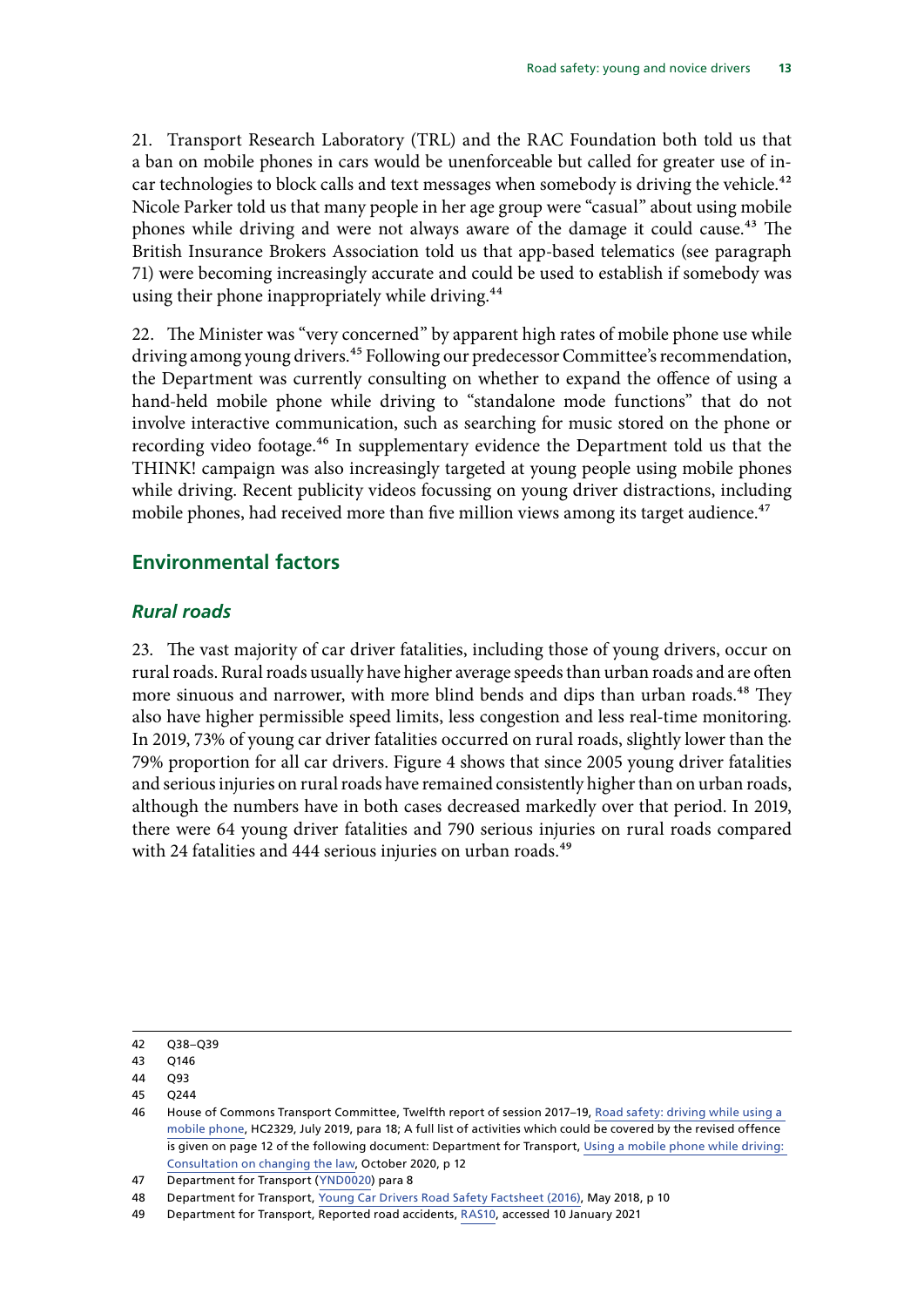21. Transport Research Laboratory (TRL) and the RAC Foundation both told us that a ban on mobile phones in cars would be unenforceable but called for greater use of in-car technologies to block calls and text messages when somebody is driving the vehicle.[42] Nicole Parker told us that many people in her age group were "casual" about using mobile phones while driving and were not always aware of the damage it could cause.[43] The British Insurance Brokers Association told us that app-based telematics (see paragraph 71) were becoming increasingly accurate and could be used to establish if somebody was using their phone inappropriately while driving.[44]

22. The Minister was "very concerned" by apparent high rates of mobile phone use while driving among young drivers.[45] Following our predecessor Committee's recommendation, the Department was currently consulting on whether to expand the offence of using a hand-held mobile phone while driving to "standalone mode functions" that do not involve interactive communication, such as searching for music stored on the phone or recording video footage.[46] In supplementary evidence the Department told us that the THINK! campaign was also increasingly targeted at young people using mobile phones while driving. Recent publicity videos focussing on young driver distractions, including mobile phones, had received more than five million views among its target audience.[47]

## Environmental factors

### *Rural roads*

23. The vast majority of car driver fatalities, including those of young drivers, occur on rural roads. Rural roads usually have higher average speeds than urban roads and are often more sinuous and narrower, with more blind bends and dips than urban roads.[48] They also have higher permissible speed limits, less congestion and less real-time monitoring. In 2019, 73% of young car driver fatalities occurred on rural roads, slightly lower than the 79% proportion for all car drivers. Figure 4 shows that since 2005 young driver fatalities and serious injuries on rural roads have remained consistently higher than on urban roads, although the numbers have in both cases decreased markedly over that period. In 2019, there were 64 young driver fatalities and 790 serious injuries on rural roads compared with 24 fatalities and 444 serious injuries on urban roads.[49]

---

42 Q38–Q39

43 Q146

44 Q93

45 Q244

46 House of Commons Transport Committee, Twelfth report of session 2017–19, Road safety: driving while using a mobile phone, HC2329, July 2019, para 18; A full list of activities which could be covered by the revised offence is given on page 12 of the following document: Department for Transport, Using a mobile phone while driving: Consultation on changing the law, October 2020, p 12

47 Department for Transport (YND0020) para 8

48 Department for Transport, Young Car Drivers Road Safety Factsheet (2016), May 2018, p 10

49 Department for Transport, Reported road accidents, RAS10, accessed 10 January 2021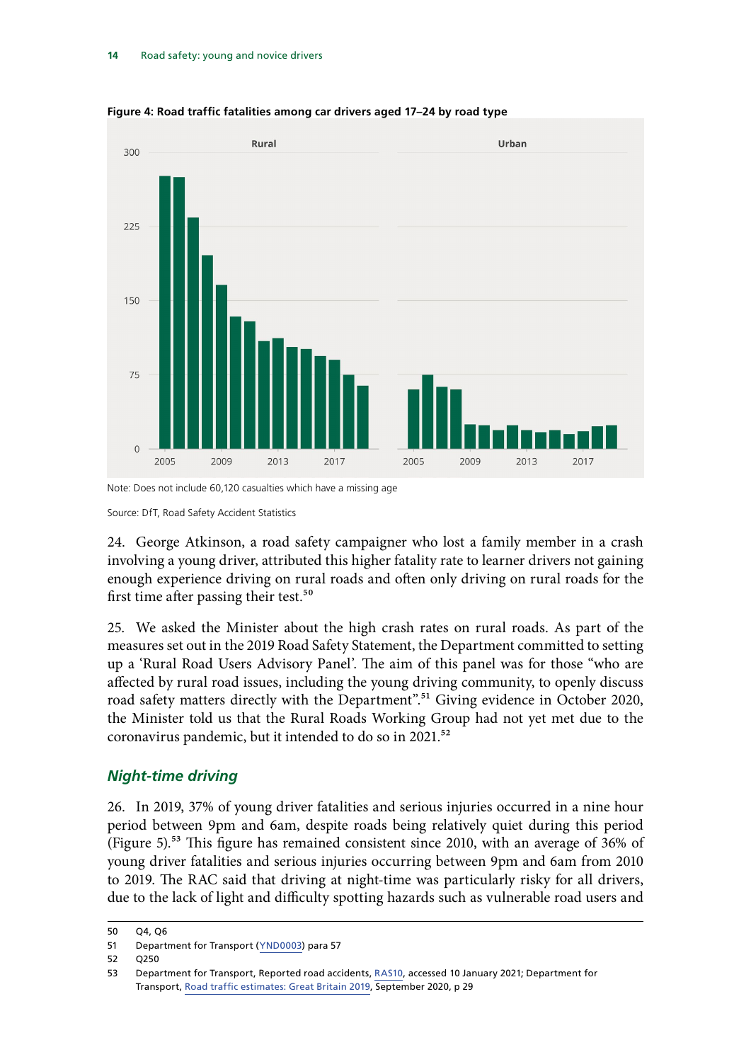**Figure 4: Road traffic fatalities among car drivers aged 17–24 by road type**

Note: Does not include 60,120 casualties which have a missing age

Source: DfT, Road Safety Accident Statistics

24. George Atkinson, a road safety campaigner who lost a family member in a crash involving a young driver, attributed this higher fatality rate to learner drivers not gaining enough experience driving on rural roads and often only driving on rural roads for the first time after passing their test.[50]

25. We asked the Minister about the high crash rates on rural roads. As part of the measures set out in the 2019 Road Safety Statement, the Department committed to setting up a 'Rural Road Users Advisory Panel'. The aim of this panel was for those "who are affected by rural road issues, including the young driving community, to openly discuss road safety matters directly with the Department".[51] Giving evidence in October 2020, the Minister told us that the Rural Roads Working Group had not yet met due to the coronavirus pandemic, but it intended to do so in 2021.[52]

## *Night-time driving*

26. In 2019, 37% of young driver fatalities and serious injuries occurred in a nine hour period between 9pm and 6am, despite roads being relatively quiet during this period (Figure 5).[53] This figure has remained consistent since 2010, with an average of 36% of young driver fatalities and serious injuries occurring between 9pm and 6am from 2010 to 2019. The RAC said that driving at night-time was particularly risky for all drivers, due to the lack of light and difficulty spotting hazards such as vulnerable road users and

---

50 Q4, Q6

51 Department for Transport (YND0003) para 57

52 Q250

53 Department for Transport, Reported road accidents, RAS10, accessed 10 January 2021; Department for Transport, Road traffic estimates: Great Britain 2019, September 2020, p 29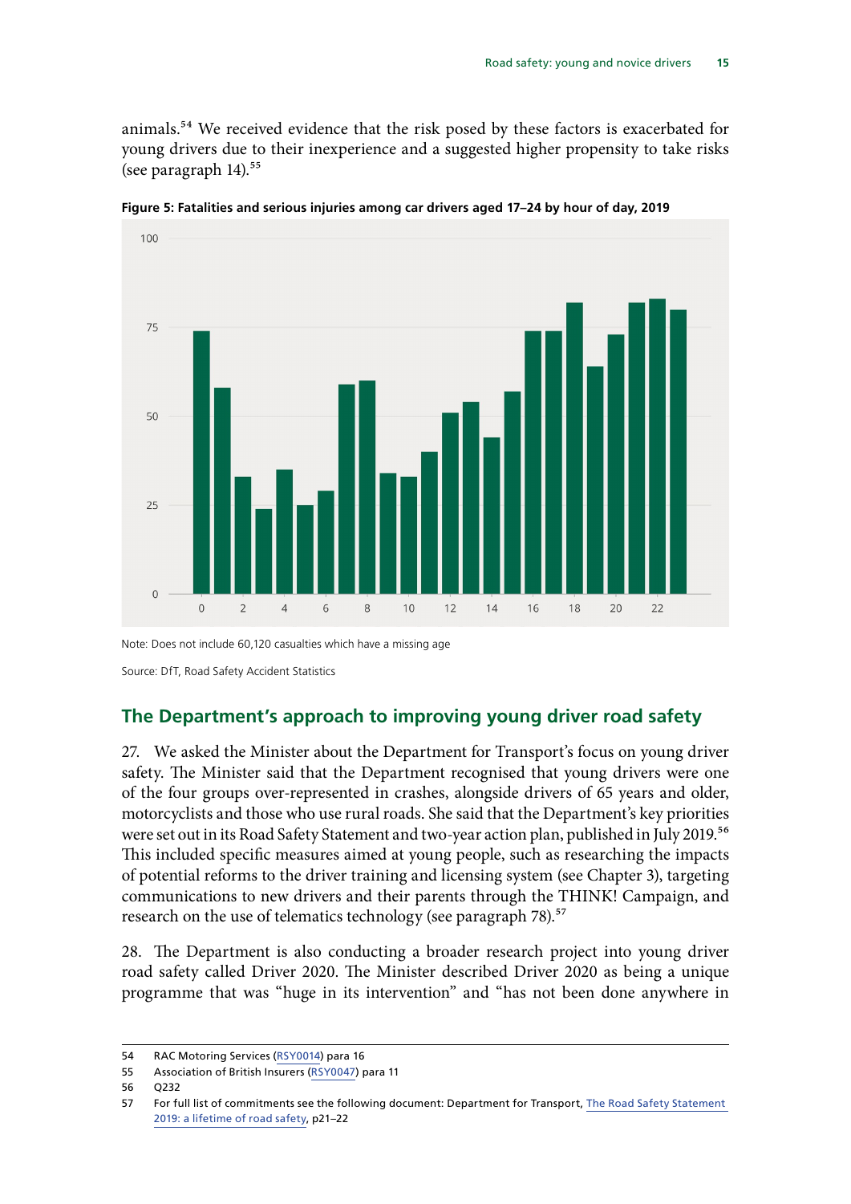animals.[54] We received evidence that the risk posed by these factors is exacerbated for young drivers due to their inexperience and a suggested higher propensity to take risks (see paragraph 14).[55]

**Figure 5: Fatalities and serious injuries among car drivers aged 17–24 by hour of day, 2019**

Note: Does not include 60,120 casualties which have a missing age

Source: DfT, Road Safety Accident Statistics

## The Department's approach to improving young driver road safety

27. We asked the Minister about the Department for Transport's focus on young driver safety. The Minister said that the Department recognised that young drivers were one of the four groups over-represented in crashes, alongside drivers of 65 years and older, motorcyclists and those who use rural roads. She said that the Department's key priorities were set out in its Road Safety Statement and two-year action plan, published in July 2019.[56] This included specific measures aimed at young people, such as researching the impacts of potential reforms to the driver training and licensing system (see Chapter 3), targeting communications to new drivers and their parents through the THINK! Campaign, and research on the use of telematics technology (see paragraph 78).[57]

28. The Department is also conducting a broader research project into young driver road safety called Driver 2020. The Minister described Driver 2020 as being a unique programme that was "huge in its intervention" and "has not been done anywhere in

---

54 RAC Motoring Services (RSY0014) para 16

55 Association of British Insurers (RSY0047) para 11

56 Q232

57 For full list of commitments see the following document: Department for Transport, The Road Safety Statement 2019: a lifetime of road safety, p21–22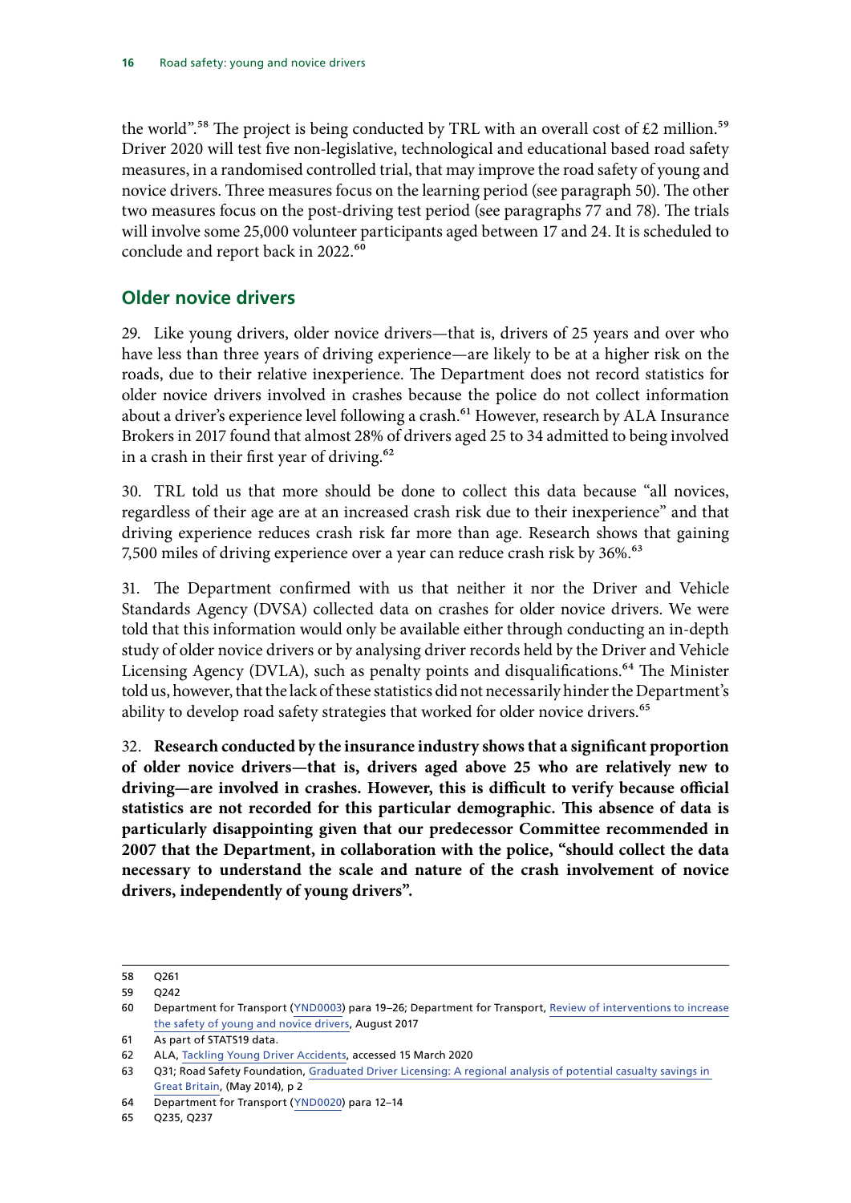the world".[58] The project is being conducted by TRL with an overall cost of £2 million.[59] Driver 2020 will test five non-legislative, technological and educational based road safety measures, in a randomised controlled trial, that may improve the road safety of young and novice drivers. Three measures focus on the learning period (see paragraph 50). The other two measures focus on the post-driving test period (see paragraphs 77 and 78). The trials will involve some 25,000 volunteer participants aged between 17 and 24. It is scheduled to conclude and report back in 2022.[60]

## Older novice drivers

29. Like young drivers, older novice drivers—that is, drivers of 25 years and over who have less than three years of driving experience—are likely to be at a higher risk on the roads, due to their relative inexperience. The Department does not record statistics for older novice drivers involved in crashes because the police do not collect information about a driver's experience level following a crash.[61] However, research by ALA Insurance Brokers in 2017 found that almost 28% of drivers aged 25 to 34 admitted to being involved in a crash in their first year of driving.[62]

30. TRL told us that more should be done to collect this data because "all novices, regardless of their age are at an increased crash risk due to their inexperience" and that driving experience reduces crash risk far more than age. Research shows that gaining 7,500 miles of driving experience over a year can reduce crash risk by 36%.[63]

31. The Department confirmed with us that neither it nor the Driver and Vehicle Standards Agency (DVSA) collected data on crashes for older novice drivers. We were told that this information would only be available either through conducting an in-depth study of older novice drivers or by analysing driver records held by the Driver and Vehicle Licensing Agency (DVLA), such as penalty points and disqualifications.[64] The Minister told us, however, that the lack of these statistics did not necessarily hinder the Department's ability to develop road safety strategies that worked for older novice drivers.[65]

32. **Research conducted by the insurance industry shows that a significant proportion of older novice drivers—that is, drivers aged above 25 who are relatively new to driving—are involved in crashes. However, this is difficult to verify because official statistics are not recorded for this particular demographic. This absence of data is particularly disappointing given that our predecessor Committee recommended in 2007 that the Department, in collaboration with the police, "should collect the data necessary to understand the scale and nature of the crash involvement of novice drivers, independently of young drivers".**

---

58 Q261

59 Q242

60 Department for Transport (YND0003) para 19–26; Department for Transport, Review of interventions to increase the safety of young and novice drivers, August 2017

61 As part of STATS19 data.

62 ALA, Tackling Young Driver Accidents, accessed 15 March 2020

63 Q31; Road Safety Foundation, Graduated Driver Licensing: A regional analysis of potential casualty savings in Great Britain, (May 2014), p 2

64 Department for Transport (YND0020) para 12–14

65 Q235, Q237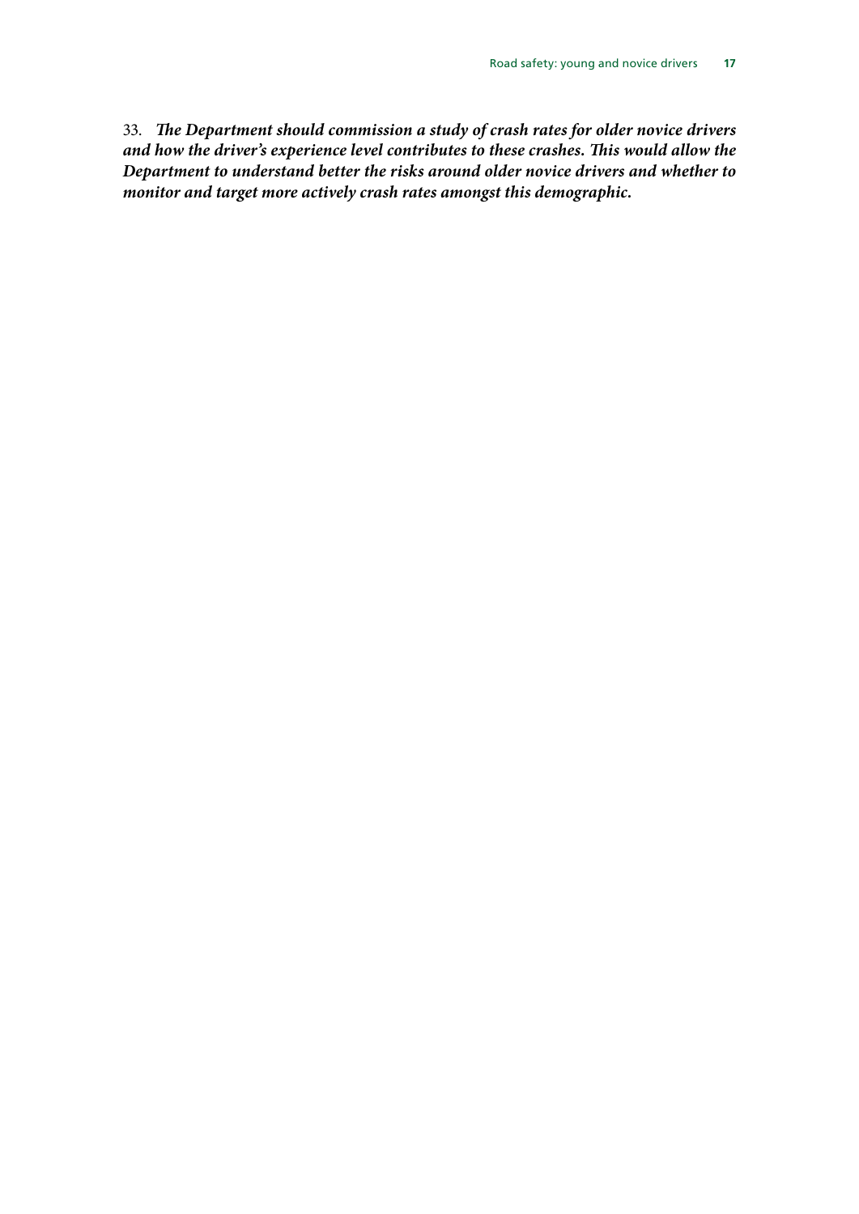33. ***The Department should commission a study of crash rates for older novice drivers and how the driver's experience level contributes to these crashes. This would allow the Department to understand better the risks around older novice drivers and whether to monitor and target more actively crash rates amongst this demographic.***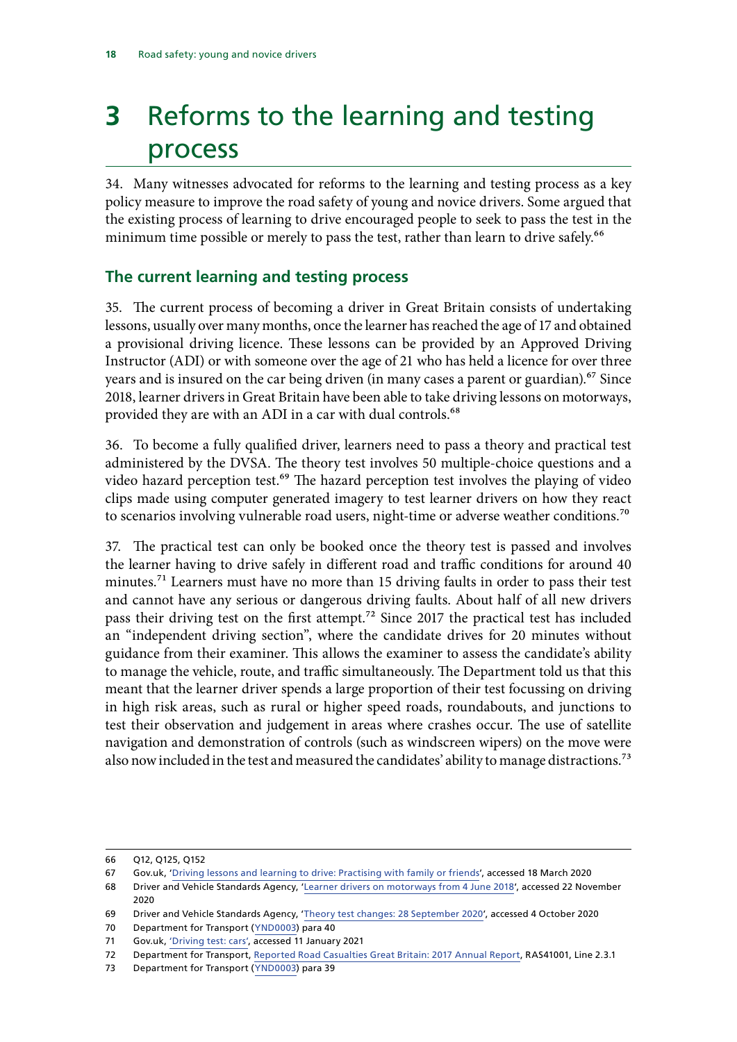# 3 Reforms to the learning and testing process

34. Many witnesses advocated for reforms to the learning and testing process as a key policy measure to improve the road safety of young and novice drivers. Some argued that the existing process of learning to drive encouraged people to seek to pass the test in the minimum time possible or merely to pass the test, rather than learn to drive safely.[66]

## The current learning and testing process

35. The current process of becoming a driver in Great Britain consists of undertaking lessons, usually over many months, once the learner has reached the age of 17 and obtained a provisional driving licence. These lessons can be provided by an Approved Driving Instructor (ADI) or with someone over the age of 21 who has held a licence for over three years and is insured on the car being driven (in many cases a parent or guardian).[67] Since 2018, learner drivers in Great Britain have been able to take driving lessons on motorways, provided they are with an ADI in a car with dual controls.[68]

36. To become a fully qualified driver, learners need to pass a theory and practical test administered by the DVSA. The theory test involves 50 multiple-choice questions and a video hazard perception test.[69] The hazard perception test involves the playing of video clips made using computer generated imagery to test learner drivers on how they react to scenarios involving vulnerable road users, night-time or adverse weather conditions.[70]

37. The practical test can only be booked once the theory test is passed and involves the learner having to drive safely in different road and traffic conditions for around 40 minutes.[71] Learners must have no more than 15 driving faults in order to pass their test and cannot have any serious or dangerous driving faults. About half of all new drivers pass their driving test on the first attempt.[72] Since 2017 the practical test has included an "independent driving section", where the candidate drives for 20 minutes without guidance from their examiner. This allows the examiner to assess the candidate's ability to manage the vehicle, route, and traffic simultaneously. The Department told us that this meant that the learner driver spends a large proportion of their test focussing on driving in high risk areas, such as rural or higher speed roads, roundabouts, and junctions to test their observation and judgement in areas where crashes occur. The use of satellite navigation and demonstration of controls (such as windscreen wipers) on the move were also now included in the test and measured the candidates' ability to manage distractions.[73]

---

66 Q12, Q125, Q152

67 Gov.uk, 'Driving lessons and learning to drive: Practising with family or friends', accessed 18 March 2020

68 Driver and Vehicle Standards Agency, 'Learner drivers on motorways from 4 June 2018', accessed 22 November 2020

69 Driver and Vehicle Standards Agency, 'Theory test changes: 28 September 2020', accessed 4 October 2020

70 Department for Transport (YND0003) para 40

71 Gov.uk, 'Driving test: cars', accessed 11 January 2021

72 Department for Transport, Reported Road Casualties Great Britain: 2017 Annual Report, RAS41001, Line 2.3.1

73 Department for Transport (YND0003) para 39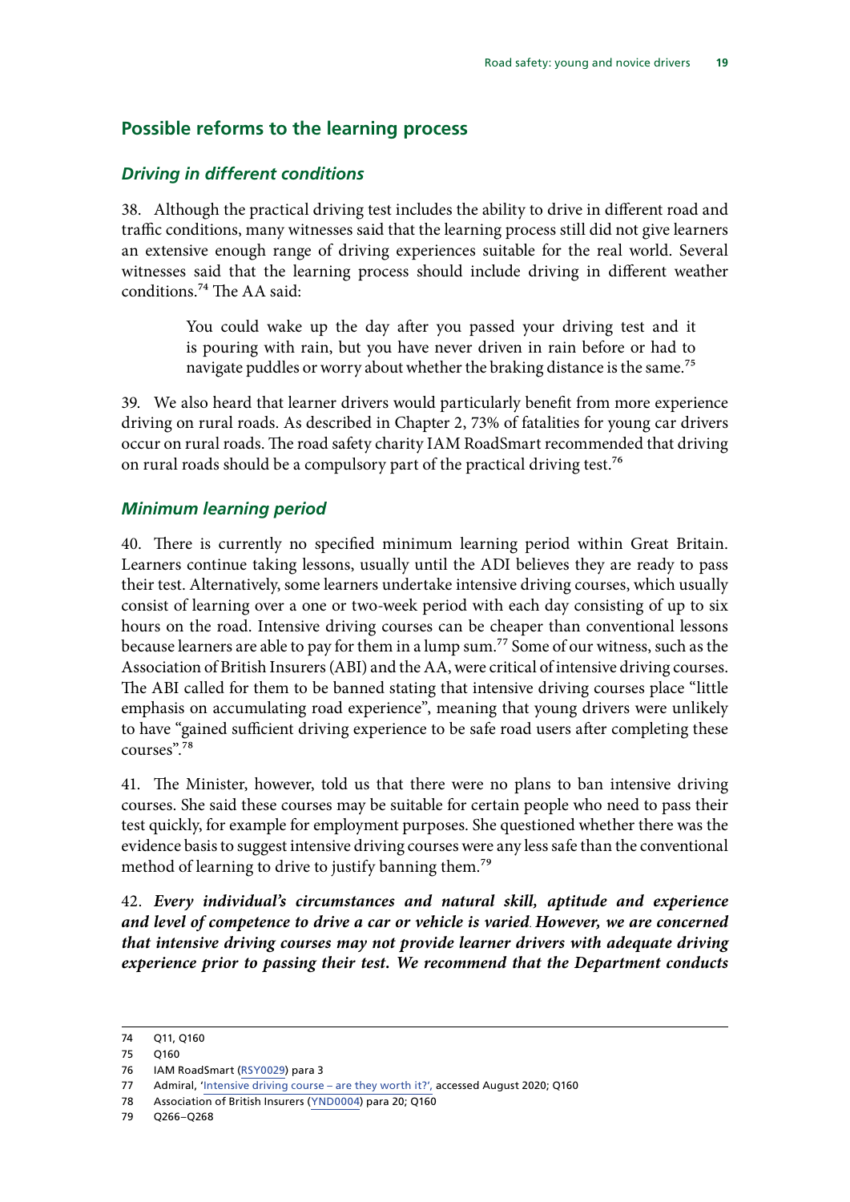## Possible reforms to the learning process

### *Driving in different conditions*

38. Although the practical driving test includes the ability to drive in different road and traffic conditions, many witnesses said that the learning process still did not give learners an extensive enough range of driving experiences suitable for the real world. Several witnesses said that the learning process should include driving in different weather conditions.[74] The AA said:

> You could wake up the day after you passed your driving test and it is pouring with rain, but you have never driven in rain before or had to navigate puddles or worry about whether the braking distance is the same.[75]

39. We also heard that learner drivers would particularly benefit from more experience driving on rural roads. As described in Chapter 2, 73% of fatalities for young car drivers occur on rural roads. The road safety charity IAM RoadSmart recommended that driving on rural roads should be a compulsory part of the practical driving test.[76]

### *Minimum learning period*

40. There is currently no specified minimum learning period within Great Britain. Learners continue taking lessons, usually until the ADI believes they are ready to pass their test. Alternatively, some learners undertake intensive driving courses, which usually consist of learning over a one or two-week period with each day consisting of up to six hours on the road. Intensive driving courses can be cheaper than conventional lessons because learners are able to pay for them in a lump sum.[77] Some of our witness, such as the Association of British Insurers (ABI) and the AA, were critical of intensive driving courses. The ABI called for them to be banned stating that intensive driving courses place "little emphasis on accumulating road experience", meaning that young drivers were unlikely to have "gained sufficient driving experience to be safe road users after completing these courses".[78]

41. The Minister, however, told us that there were no plans to ban intensive driving courses. She said these courses may be suitable for certain people who need to pass their test quickly, for example for employment purposes. She questioned whether there was the evidence basis to suggest intensive driving courses were any less safe than the conventional method of learning to drive to justify banning them.[79]

42. ***Every individual's circumstances and natural skill, aptitude and experience and level of competence to drive a car or vehicle is varied. However, we are concerned that intensive driving courses may not provide learner drivers with adequate driving experience prior to passing their test. We recommend that the Department conducts***

---

74 Q11, Q160

75 Q160

76 IAM RoadSmart (RSY0029) para 3

77 Admiral, 'Intensive driving course – are they worth it?', accessed August 2020; Q160

78 Association of British Insurers (YND0004) para 20; Q160

79 Q266–Q268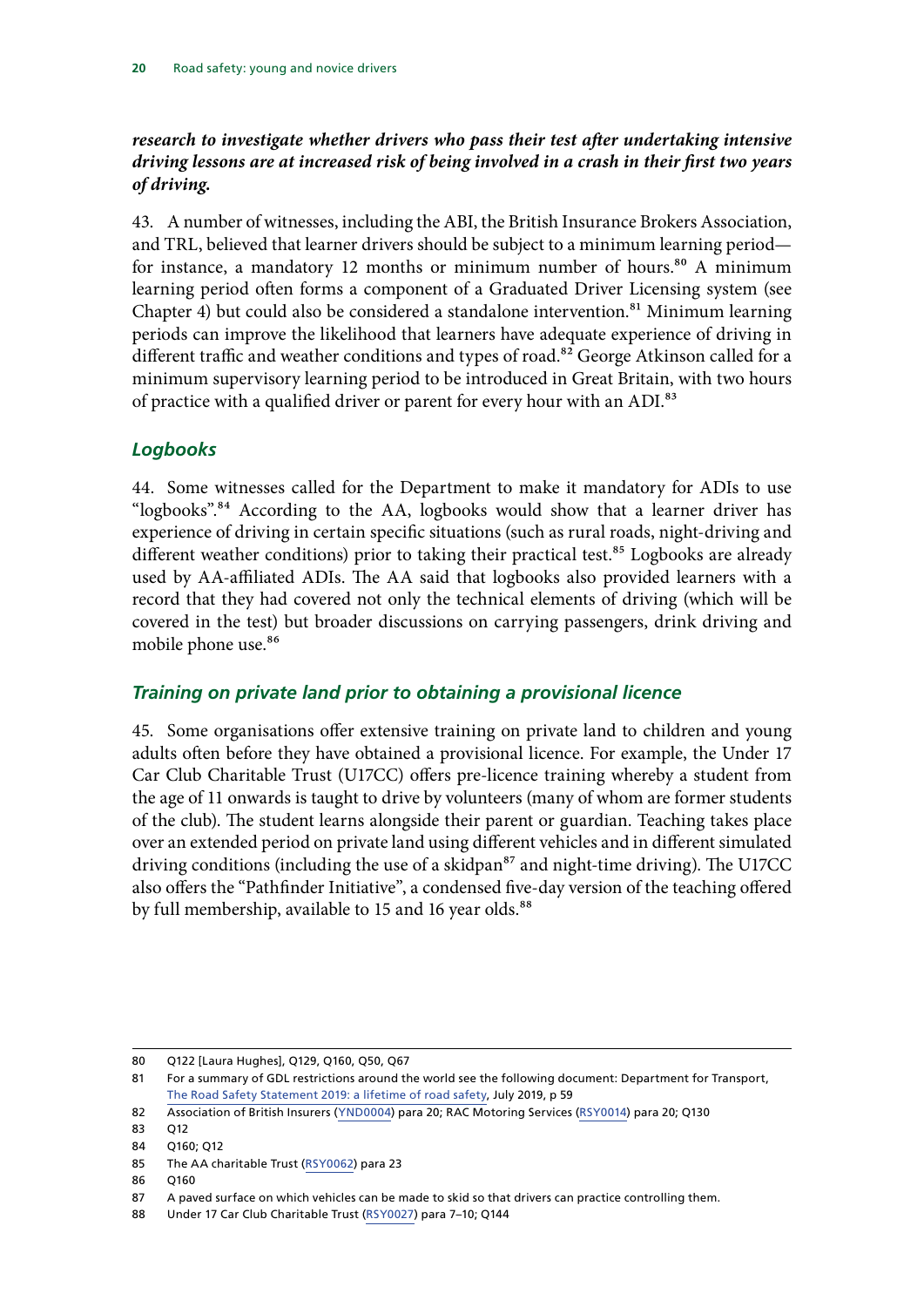***research to investigate whether drivers who pass their test after undertaking intensive driving lessons are at increased risk of being involved in a crash in their first two years of driving.***

43. A number of witnesses, including the ABI, the British Insurance Brokers Association, and TRL, believed that learner drivers should be subject to a minimum learning period—for instance, a mandatory 12 months or minimum number of hours.[80] A minimum learning period often forms a component of a Graduated Driver Licensing system (see Chapter 4) but could also be considered a standalone intervention.[81] Minimum learning periods can improve the likelihood that learners have adequate experience of driving in different traffic and weather conditions and types of road.[82] George Atkinson called for a minimum supervisory learning period to be introduced in Great Britain, with two hours of practice with a qualified driver or parent for every hour with an ADI.[83]

### *Logbooks*

44. Some witnesses called for the Department to make it mandatory for ADIs to use "logbooks".[84] According to the AA, logbooks would show that a learner driver has experience of driving in certain specific situations (such as rural roads, night-driving and different weather conditions) prior to taking their practical test.[85] Logbooks are already used by AA-affiliated ADIs. The AA said that logbooks also provided learners with a record that they had covered not only the technical elements of driving (which will be covered in the test) but broader discussions on carrying passengers, drink driving and mobile phone use.[86]

### *Training on private land prior to obtaining a provisional licence*

45. Some organisations offer extensive training on private land to children and young adults often before they have obtained a provisional licence. For example, the Under 17 Car Club Charitable Trust (U17CC) offers pre-licence training whereby a student from the age of 11 onwards is taught to drive by volunteers (many of whom are former students of the club). The student learns alongside their parent or guardian. Teaching takes place over an extended period on private land using different vehicles and in different simulated driving conditions (including the use of a skidpan[87] and night-time driving). The U17CC also offers the "Pathfinder Initiative", a condensed five-day version of the teaching offered by full membership, available to 15 and 16 year olds.[88]

---

80 Q122 [Laura Hughes], Q129, Q160, Q50, Q67

81 For a summary of GDL restrictions around the world see the following document: Department for Transport, The Road Safety Statement 2019: a lifetime of road safety, July 2019, p 59

82 Association of British Insurers (YND0004) para 20; RAC Motoring Services (RSY0014) para 20; Q130

83 Q12

84 Q160; Q12

85 The AA charitable Trust (RSY0062) para 23

86 Q160

87 A paved surface on which vehicles can be made to skid so that drivers can practice controlling them.

88 Under 17 Car Club Charitable Trust (RSY0027) para 7–10; Q144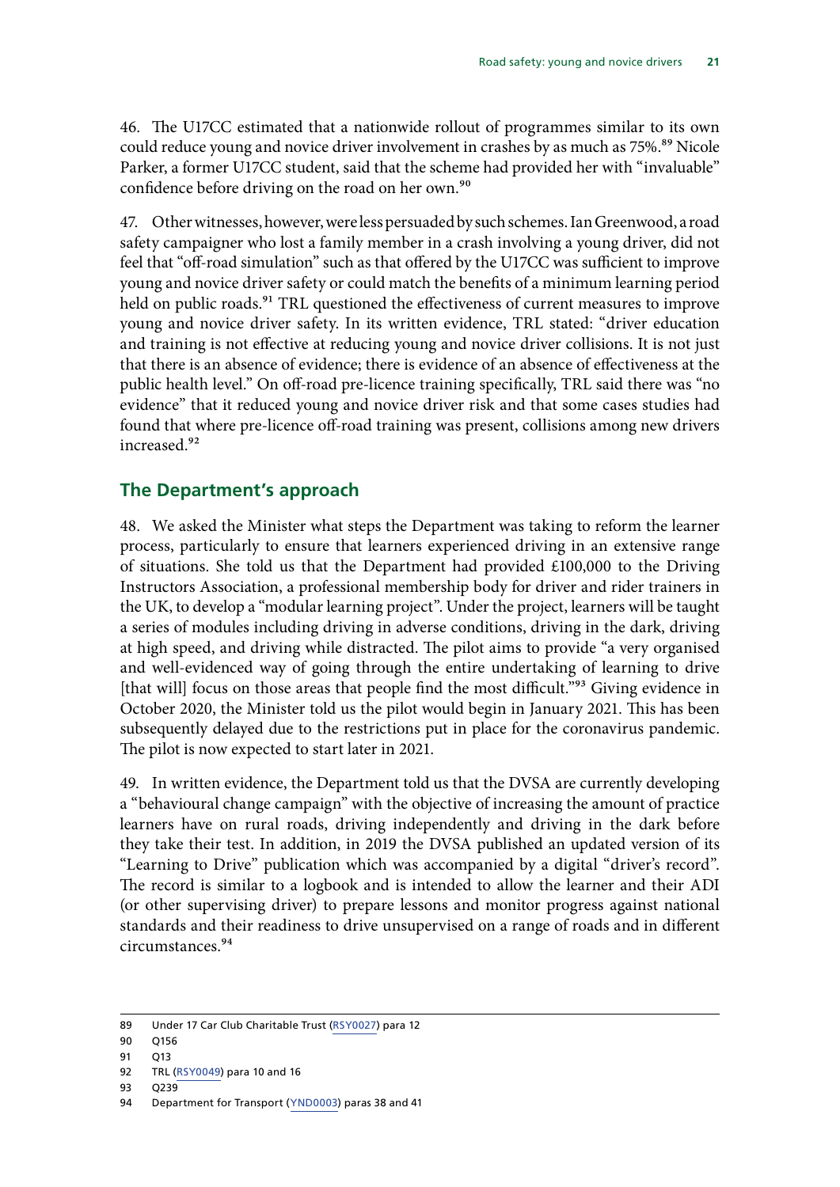46. The U17CC estimated that a nationwide rollout of programmes similar to its own could reduce young and novice driver involvement in crashes by as much as 75%.[89] Nicole Parker, a former U17CC student, said that the scheme had provided her with "invaluable" confidence before driving on the road on her own.[90]

47. Other witnesses, however, were less persuaded by such schemes. Ian Greenwood, a road safety campaigner who lost a family member in a crash involving a young driver, did not feel that "off-road simulation" such as that offered by the U17CC was sufficient to improve young and novice driver safety or could match the benefits of a minimum learning period held on public roads.[91] TRL questioned the effectiveness of current measures to improve young and novice driver safety. In its written evidence, TRL stated: "driver education and training is not effective at reducing young and novice driver collisions. It is not just that there is an absence of evidence; there is evidence of an absence of effectiveness at the public health level." On off-road pre-licence training specifically, TRL said there was "no evidence" that it reduced young and novice driver risk and that some cases studies had found that where pre-licence off-road training was present, collisions among new drivers increased.[92]

## The Department's approach

48. We asked the Minister what steps the Department was taking to reform the learner process, particularly to ensure that learners experienced driving in an extensive range of situations. She told us that the Department had provided £100,000 to the Driving Instructors Association, a professional membership body for driver and rider trainers in the UK, to develop a "modular learning project". Under the project, learners will be taught a series of modules including driving in adverse conditions, driving in the dark, driving at high speed, and driving while distracted. The pilot aims to provide "a very organised and well-evidenced way of going through the entire undertaking of learning to drive [that will] focus on those areas that people find the most difficult."[93] Giving evidence in October 2020, the Minister told us the pilot would begin in January 2021. This has been subsequently delayed due to the restrictions put in place for the coronavirus pandemic. The pilot is now expected to start later in 2021.

49. In written evidence, the Department told us that the DVSA are currently developing a "behavioural change campaign" with the objective of increasing the amount of practice learners have on rural roads, driving independently and driving in the dark before they take their test. In addition, in 2019 the DVSA published an updated version of its "Learning to Drive" publication which was accompanied by a digital "driver's record". The record is similar to a logbook and is intended to allow the learner and their ADI (or other supervising driver) to prepare lessons and monitor progress against national standards and their readiness to drive unsupervised on a range of roads and in different circumstances.[94]

---

89 Under 17 Car Club Charitable Trust (RSY0027) para 12

90 Q156

91 Q13

92 TRL (RSY0049) para 10 and 16

93 Q239

94 Department for Transport (YND0003) paras 38 and 41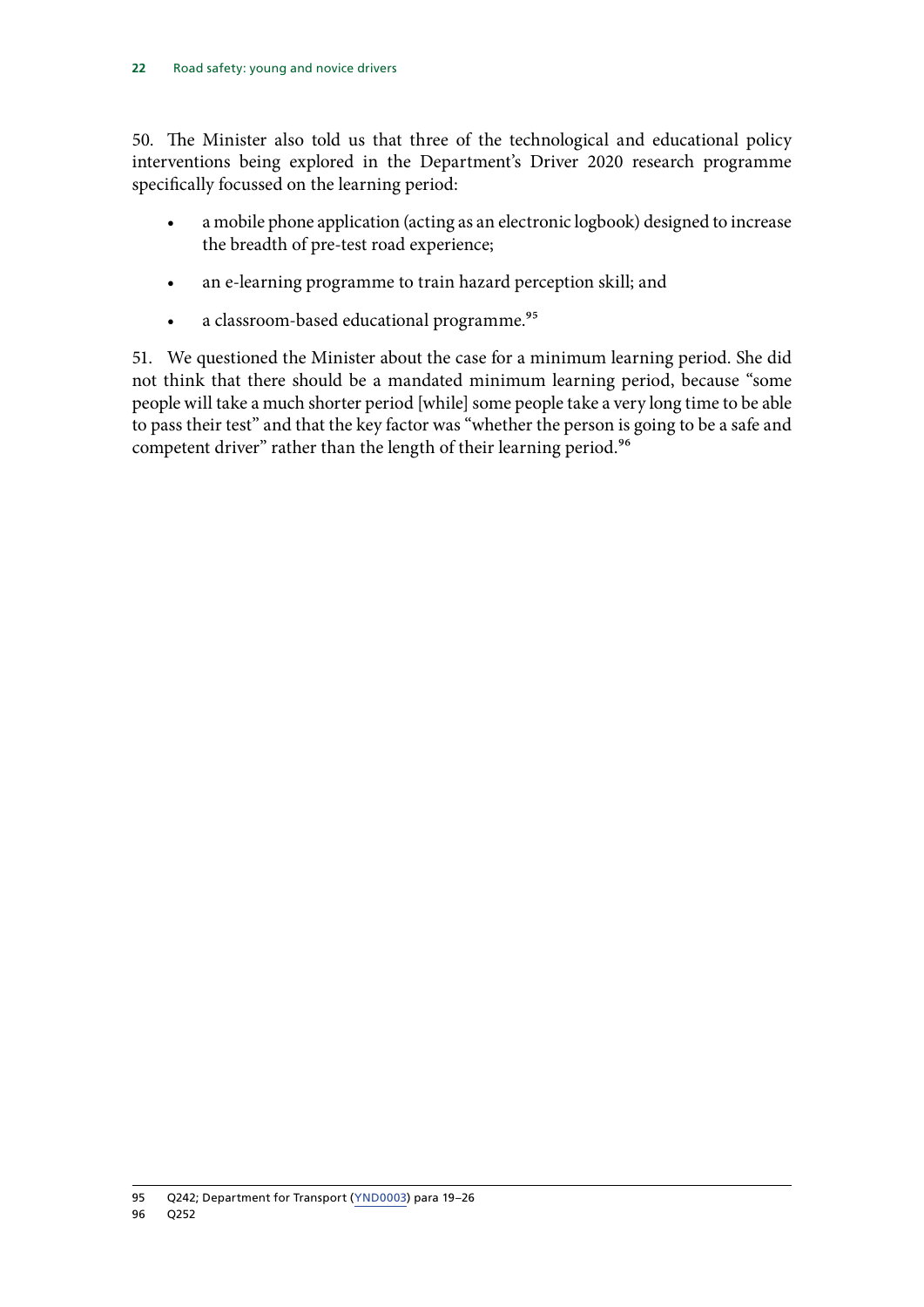50. The Minister also told us that three of the technological and educational policy interventions being explored in the Department's Driver 2020 research programme specifically focussed on the learning period:

- a mobile phone application (acting as an electronic logbook) designed to increase the breadth of pre-test road experience;
- an e-learning programme to train hazard perception skill; and
- a classroom-based educational programme.[95]

51. We questioned the Minister about the case for a minimum learning period. She did not think that there should be a mandated minimum learning period, because "some people will take a much shorter period [while] some people take a very long time to be able to pass their test" and that the key factor was "whether the person is going to be a safe and competent driver" rather than the length of their learning period.[96]

---

95 Q242; Department for Transport (YND0003) para 19–26

96 Q252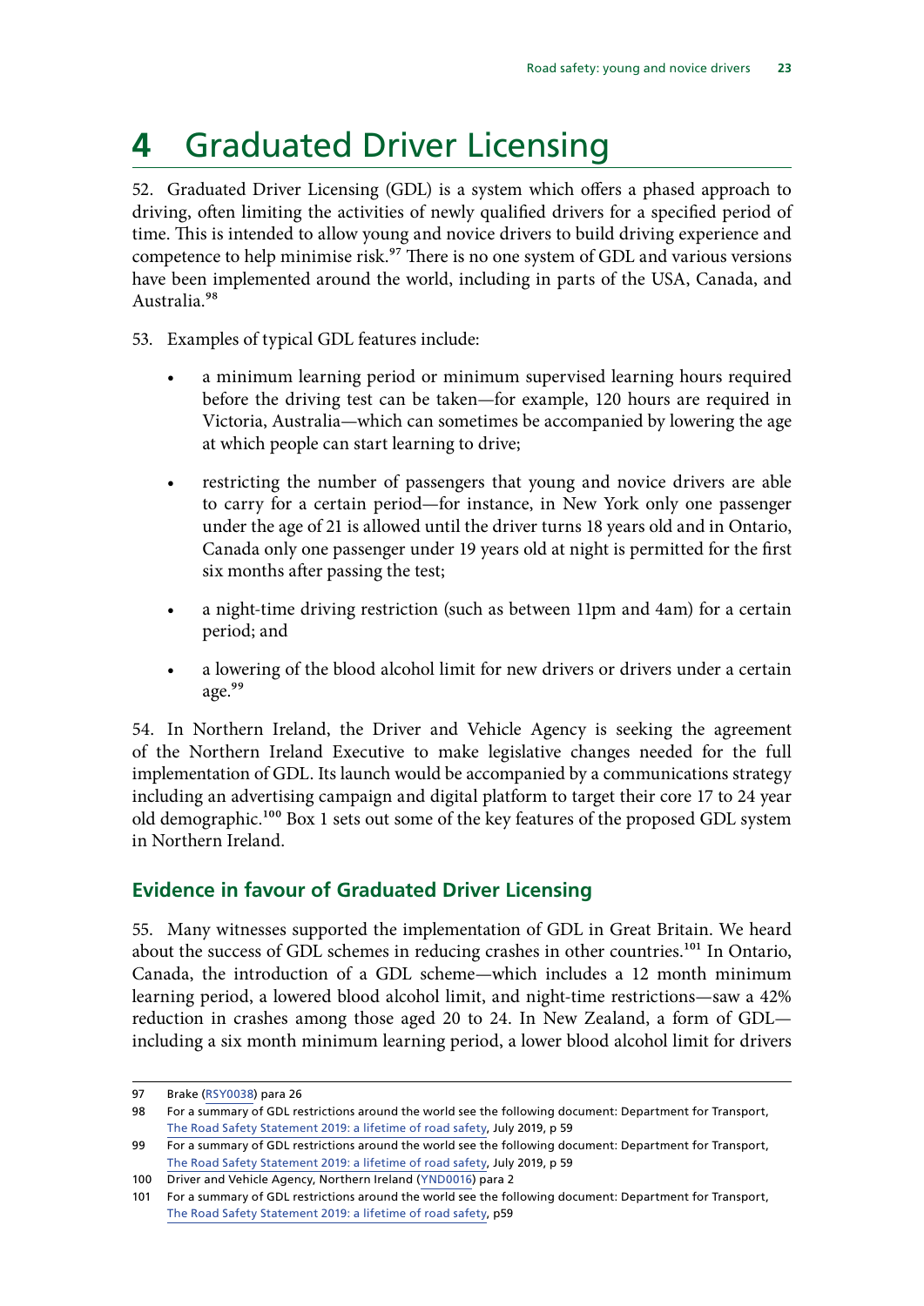# 4 Graduated Driver Licensing

52. Graduated Driver Licensing (GDL) is a system which offers a phased approach to driving, often limiting the activities of newly qualified drivers for a specified period of time. This is intended to allow young and novice drivers to build driving experience and competence to help minimise risk.[97] There is no one system of GDL and various versions have been implemented around the world, including in parts of the USA, Canada, and Australia.[98]

53. Examples of typical GDL features include:

- a minimum learning period or minimum supervised learning hours required before the driving test can be taken—for example, 120 hours are required in Victoria, Australia—which can sometimes be accompanied by lowering the age at which people can start learning to drive;
- restricting the number of passengers that young and novice drivers are able to carry for a certain period—for instance, in New York only one passenger under the age of 21 is allowed until the driver turns 18 years old and in Ontario, Canada only one passenger under 19 years old at night is permitted for the first six months after passing the test;
- a night-time driving restriction (such as between 11pm and 4am) for a certain period; and
- a lowering of the blood alcohol limit for new drivers or drivers under a certain age.[99]

54. In Northern Ireland, the Driver and Vehicle Agency is seeking the agreement of the Northern Ireland Executive to make legislative changes needed for the full implementation of GDL. Its launch would be accompanied by a communications strategy including an advertising campaign and digital platform to target their core 17 to 24 year old demographic.[100] Box 1 sets out some of the key features of the proposed GDL system in Northern Ireland.

## Evidence in favour of Graduated Driver Licensing

55. Many witnesses supported the implementation of GDL in Great Britain. We heard about the success of GDL schemes in reducing crashes in other countries.[101] In Ontario, Canada, the introduction of a GDL scheme—which includes a 12 month minimum learning period, a lowered blood alcohol limit, and night-time restrictions—saw a 42% reduction in crashes among those aged 20 to 24. In New Zealand, a form of GDL—including a six month minimum learning period, a lower blood alcohol limit for drivers

97 Brake (RSY0038) para 26

98 For a summary of GDL restrictions around the world see the following document: Department for Transport, The Road Safety Statement 2019: a lifetime of road safety, July 2019, p 59

99 For a summary of GDL restrictions around the world see the following document: Department for Transport, The Road Safety Statement 2019: a lifetime of road safety, July 2019, p 59

100 Driver and Vehicle Agency, Northern Ireland (YND0016) para 2

101 For a summary of GDL restrictions around the world see the following document: Department for Transport, The Road Safety Statement 2019: a lifetime of road safety, p59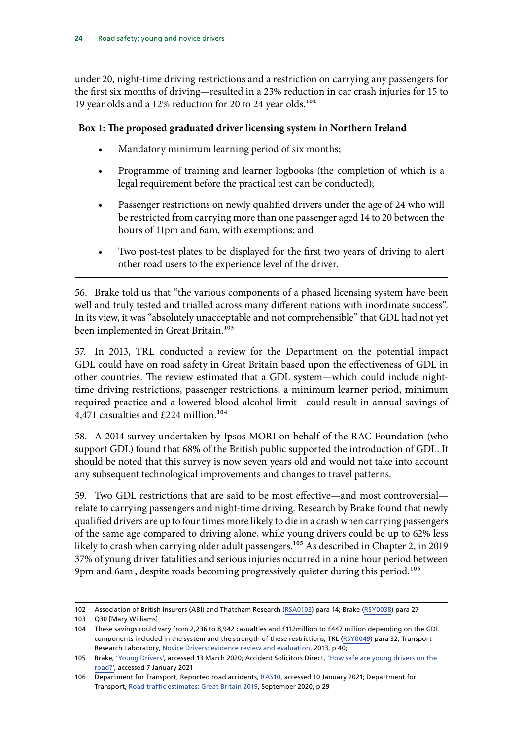under 20, night-time driving restrictions and a restriction on carrying any passengers for the first six months of driving—resulted in a 23% reduction in car crash injuries for 15 to 19 year olds and a 12% reduction for 20 to 24 year olds.[102]

**Box 1: The proposed graduated driver licensing system in Northern Ireland**

- Mandatory minimum learning period of six months;
- Programme of training and learner logbooks (the completion of which is a legal requirement before the practical test can be conducted);
- Passenger restrictions on newly qualified drivers under the age of 24 who will be restricted from carrying more than one passenger aged 14 to 20 between the hours of 11pm and 6am, with exemptions; and
- Two post-test plates to be displayed for the first two years of driving to alert other road users to the experience level of the driver.

56. Brake told us that "the various components of a phased licensing system have been well and truly tested and trialled across many different nations with inordinate success". In its view, it was "absolutely unacceptable and not comprehensible" that GDL had not yet been implemented in Great Britain.[103]

57. In 2013, TRL conducted a review for the Department on the potential impact GDL could have on road safety in Great Britain based upon the effectiveness of GDL in other countries. The review estimated that a GDL system—which could include night-time driving restrictions, passenger restrictions, a minimum learner period, minimum required practice and a lowered blood alcohol limit—could result in annual savings of 4,471 casualties and £224 million.[104]

58. A 2014 survey undertaken by Ipsos MORI on behalf of the RAC Foundation (who support GDL) found that 68% of the British public supported the introduction of GDL. It should be noted that this survey is now seven years old and would not take into account any subsequent technological improvements and changes to travel patterns.

59. Two GDL restrictions that are said to be most effective—and most controversial—relate to carrying passengers and night-time driving. Research by Brake found that newly qualified drivers are up to four times more likely to die in a crash when carrying passengers of the same age compared to driving alone, while young drivers could be up to 62% less likely to crash when carrying older adult passengers.[105] As described in Chapter 2, in 2019 37% of young driver fatalities and serious injuries occurred in a nine hour period between 9pm and 6am , despite roads becoming progressively quieter during this period.[106]

---

102 Association of British Insurers (ABI) and Thatcham Research (RSA0103) para 14; Brake (RSY0038) para 27

103 Q30 [Mary Williams]

104 These savings could vary from 2,236 to 8,942 casualties and £112million to £447 million depending on the GDL components included in the system and the strength of these restrictions; TRL (RSY0049) para 32; Transport Research Laboratory, Novice Drivers: evidence review and evaluation, 2013, p 40;

105 Brake, 'Young Drivers', accessed 13 March 2020; Accident Solicitors Direct, 'How safe are young drivers on the road?', accessed 7 January 2021

106 Department for Transport, Reported road accidents, RAS10, accessed 10 January 2021; Department for Transport, Road traffic estimates: Great Britain 2019, September 2020, p 29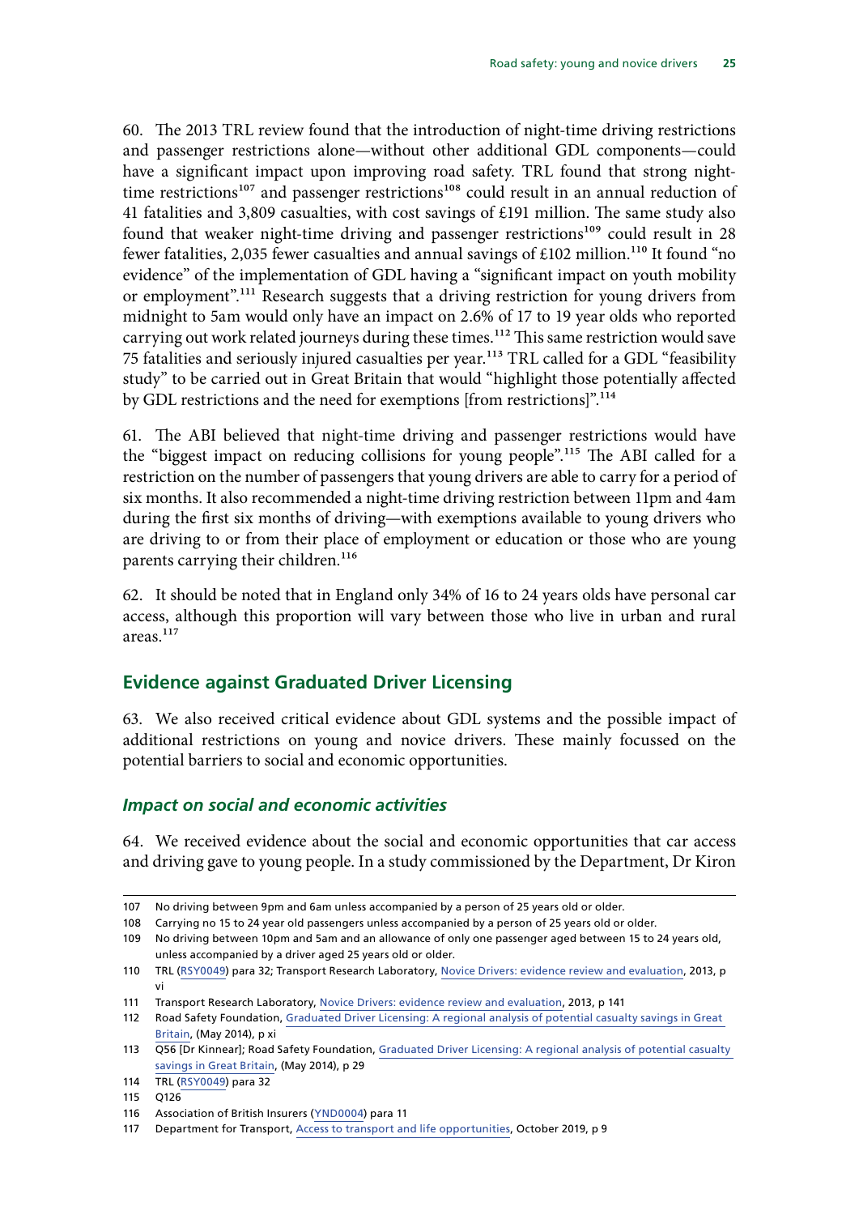60. The 2013 TRL review found that the introduction of night-time driving restrictions and passenger restrictions alone—without other additional GDL components—could have a significant impact upon improving road safety. TRL found that strong night-time restrictions[107] and passenger restrictions[108] could result in an annual reduction of 41 fatalities and 3,809 casualties, with cost savings of £191 million. The same study also found that weaker night-time driving and passenger restrictions[109] could result in 28 fewer fatalities, 2,035 fewer casualties and annual savings of £102 million.[110] It found "no evidence" of the implementation of GDL having a "significant impact on youth mobility or employment".[111] Research suggests that a driving restriction for young drivers from midnight to 5am would only have an impact on 2.6% of 17 to 19 year olds who reported carrying out work related journeys during these times.[112] This same restriction would save 75 fatalities and seriously injured casualties per year.[113] TRL called for a GDL "feasibility study" to be carried out in Great Britain that would "highlight those potentially affected by GDL restrictions and the need for exemptions [from restrictions]".[114]

61. The ABI believed that night-time driving and passenger restrictions would have the "biggest impact on reducing collisions for young people".[115] The ABI called for a restriction on the number of passengers that young drivers are able to carry for a period of six months. It also recommended a night-time driving restriction between 11pm and 4am during the first six months of driving—with exemptions available to young drivers who are driving to or from their place of employment or education or those who are young parents carrying their children.[116]

62. It should be noted that in England only 34% of 16 to 24 years olds have personal car access, although this proportion will vary between those who live in urban and rural areas.[117]

## Evidence against Graduated Driver Licensing

63. We also received critical evidence about GDL systems and the possible impact of additional restrictions on young and novice drivers. These mainly focussed on the potential barriers to social and economic opportunities.

### *Impact on social and economic activities*

64. We received evidence about the social and economic opportunities that car access and driving gave to young people. In a study commissioned by the Department, Dr Kiron

---

107 No driving between 9pm and 6am unless accompanied by a person of 25 years old or older.

108 Carrying no 15 to 24 year old passengers unless accompanied by a person of 25 years old or older.

109 No driving between 10pm and 5am and an allowance of only one passenger aged between 15 to 24 years old, unless accompanied by a driver aged 25 years old or older.

110 TRL (RSY0049) para 32; Transport Research Laboratory, Novice Drivers: evidence review and evaluation, 2013, p vi

111 Transport Research Laboratory, Novice Drivers: evidence review and evaluation, 2013, p 141

112 Road Safety Foundation, Graduated Driver Licensing: A regional analysis of potential casualty savings in Great Britain, (May 2014), p xi

113 Q56 [Dr Kinnear]; Road Safety Foundation, Graduated Driver Licensing: A regional analysis of potential casualty savings in Great Britain, (May 2014), p 29

114 TRL (RSY0049) para 32

115 Q126

116 Association of British Insurers (YND0004) para 11

117 Department for Transport, Access to transport and life opportunities, October 2019, p 9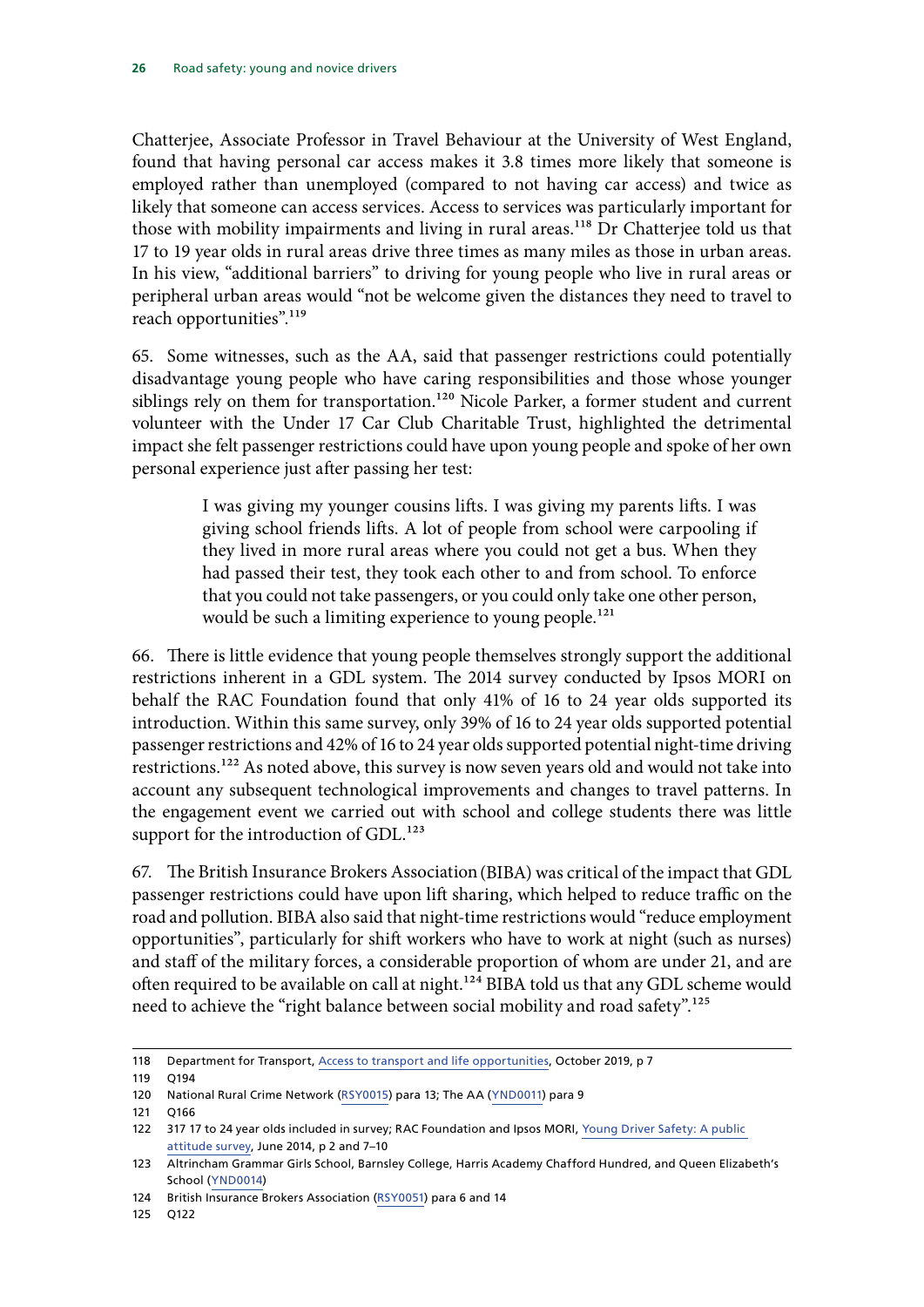Chatterjee, Associate Professor in Travel Behaviour at the University of West England, found that having personal car access makes it 3.8 times more likely that someone is employed rather than unemployed (compared to not having car access) and twice as likely that someone can access services. Access to services was particularly important for those with mobility impairments and living in rural areas.[118] Dr Chatterjee told us that 17 to 19 year olds in rural areas drive three times as many miles as those in urban areas. In his view, "additional barriers" to driving for young people who live in rural areas or peripheral urban areas would "not be welcome given the distances they need to travel to reach opportunities".[119]

65. Some witnesses, such as the AA, said that passenger restrictions could potentially disadvantage young people who have caring responsibilities and those whose younger siblings rely on them for transportation.[120] Nicole Parker, a former student and current volunteer with the Under 17 Car Club Charitable Trust, highlighted the detrimental impact she felt passenger restrictions could have upon young people and spoke of her own personal experience just after passing her test:

> I was giving my younger cousins lifts. I was giving my parents lifts. I was giving school friends lifts. A lot of people from school were carpooling if they lived in more rural areas where you could not get a bus. When they had passed their test, they took each other to and from school. To enforce that you could not take passengers, or you could only take one other person, would be such a limiting experience to young people.[121]

66. There is little evidence that young people themselves strongly support the additional restrictions inherent in a GDL system. The 2014 survey conducted by Ipsos MORI on behalf the RAC Foundation found that only 41% of 16 to 24 year olds supported its introduction. Within this same survey, only 39% of 16 to 24 year olds supported potential passenger restrictions and 42% of 16 to 24 year olds supported potential night-time driving restrictions.[122] As noted above, this survey is now seven years old and would not take into account any subsequent technological improvements and changes to travel patterns. In the engagement event we carried out with school and college students there was little support for the introduction of GDL.[123]

67. The British Insurance Brokers Association (BIBA) was critical of the impact that GDL passenger restrictions could have upon lift sharing, which helped to reduce traffic on the road and pollution. BIBA also said that night-time restrictions would "reduce employment opportunities", particularly for shift workers who have to work at night (such as nurses) and staff of the military forces, a considerable proportion of whom are under 21, and are often required to be available on call at night.[124] BIBA told us that any GDL scheme would need to achieve the "right balance between social mobility and road safety".[125]

---

118 Department for Transport, Access to transport and life opportunities, October 2019, p 7

119 Q194

120 National Rural Crime Network (RSY0015) para 13; The AA (YND0011) para 9

121 Q166

122 317 17 to 24 year olds included in survey; RAC Foundation and Ipsos MORI, Young Driver Safety: A public attitude survey, June 2014, p 2 and 7–10

123 Altrincham Grammar Girls School, Barnsley College, Harris Academy Chafford Hundred, and Queen Elizabeth's School (YND0014)

124 British Insurance Brokers Association (RSY0051) para 6 and 14

125 Q122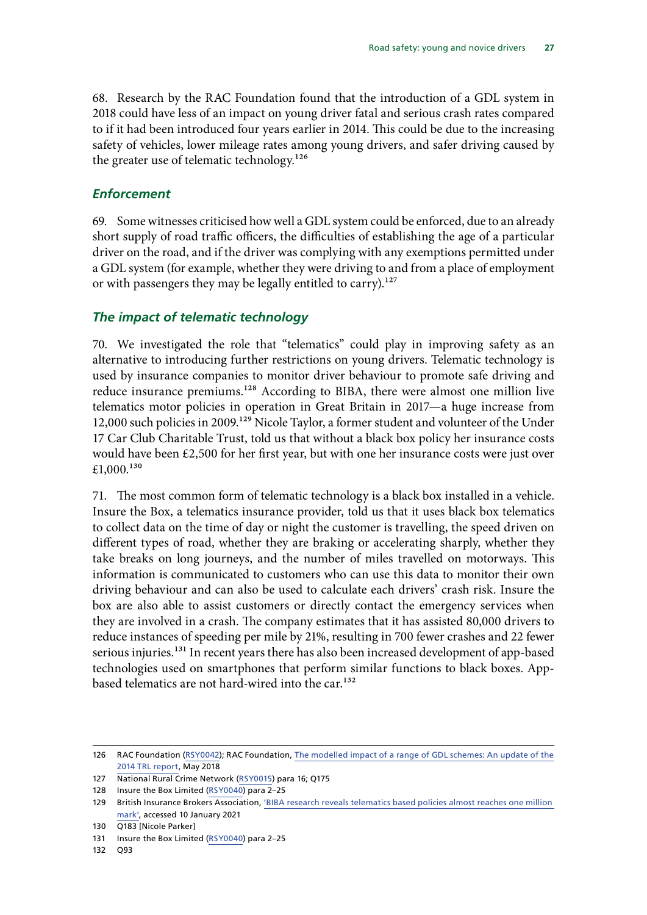68. Research by the RAC Foundation found that the introduction of a GDL system in 2018 could have less of an impact on young driver fatal and serious crash rates compared to if it had been introduced four years earlier in 2014. This could be due to the increasing safety of vehicles, lower mileage rates among young drivers, and safer driving caused by the greater use of telematic technology.[126]

### *Enforcement*

69. Some witnesses criticised how well a GDL system could be enforced, due to an already short supply of road traffic officers, the difficulties of establishing the age of a particular driver on the road, and if the driver was complying with any exemptions permitted under a GDL system (for example, whether they were driving to and from a place of employment or with passengers they may be legally entitled to carry).[127]

### *The impact of telematic technology*

70. We investigated the role that "telematics" could play in improving safety as an alternative to introducing further restrictions on young drivers. Telematic technology is used by insurance companies to monitor driver behaviour to promote safe driving and reduce insurance premiums.[128] According to BIBA, there were almost one million live telematics motor policies in operation in Great Britain in 2017—a huge increase from 12,000 such policies in 2009.[129] Nicole Taylor, a former student and volunteer of the Under 17 Car Club Charitable Trust, told us that without a black box policy her insurance costs would have been £2,500 for her first year, but with one her insurance costs were just over £1,000.[130]

71. The most common form of telematic technology is a black box installed in a vehicle. Insure the Box, a telematics insurance provider, told us that it uses black box telematics to collect data on the time of day or night the customer is travelling, the speed driven on different types of road, whether they are braking or accelerating sharply, whether they take breaks on long journeys, and the number of miles travelled on motorways. This information is communicated to customers who can use this data to monitor their own driving behaviour and can also be used to calculate each drivers' crash risk. Insure the box are also able to assist customers or directly contact the emergency services when they are involved in a crash. The company estimates that it has assisted 80,000 drivers to reduce instances of speeding per mile by 21%, resulting in 700 fewer crashes and 22 fewer serious injuries.[131] In recent years there has also been increased development of app-based technologies used on smartphones that perform similar functions to black boxes. App-based telematics are not hard-wired into the car.[132]

---

126 RAC Foundation (RSY0042); RAC Foundation, The modelled impact of a range of GDL schemes: An update of the 2014 TRL report, May 2018

127 National Rural Crime Network (RSY0015) para 16; Q175

128 Insure the Box Limited (RSY0040) para 2–25

129 British Insurance Brokers Association, 'BIBA research reveals telematics based policies almost reaches one million mark', accessed 10 January 2021

130 Q183 [Nicole Parker]

131 Insure the Box Limited (RSY0040) para 2–25

132 Q93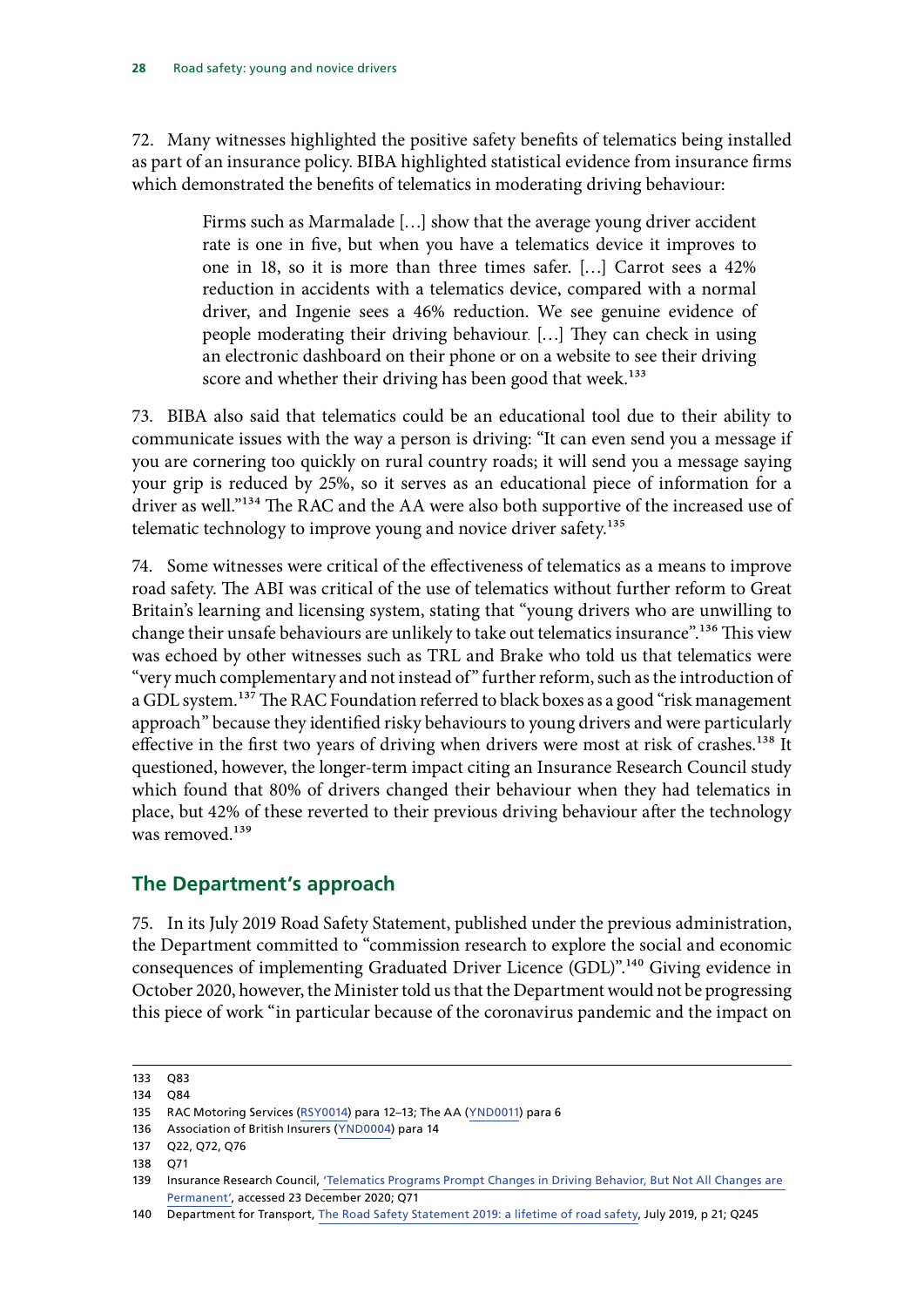72. Many witnesses highlighted the positive safety benefits of telematics being installed as part of an insurance policy. BIBA highlighted statistical evidence from insurance firms which demonstrated the benefits of telematics in moderating driving behaviour:

> Firms such as Marmalade […] show that the average young driver accident rate is one in five, but when you have a telematics device it improves to one in 18, so it is more than three times safer. […] Carrot sees a 42% reduction in accidents with a telematics device, compared with a normal driver, and Ingenie sees a 46% reduction. We see genuine evidence of people moderating their driving behaviour. […] They can check in using an electronic dashboard on their phone or on a website to see their driving score and whether their driving has been good that week.[133]

73. BIBA also said that telematics could be an educational tool due to their ability to communicate issues with the way a person is driving: "It can even send you a message if you are cornering too quickly on rural country roads; it will send you a message saying your grip is reduced by 25%, so it serves as an educational piece of information for a driver as well."[134] The RAC and the AA were also both supportive of the increased use of telematic technology to improve young and novice driver safety.[135]

74. Some witnesses were critical of the effectiveness of telematics as a means to improve road safety. The ABI was critical of the use of telematics without further reform to Great Britain's learning and licensing system, stating that "young drivers who are unwilling to change their unsafe behaviours are unlikely to take out telematics insurance".[136] This view was echoed by other witnesses such as TRL and Brake who told us that telematics were "very much complementary and not instead of" further reform, such as the introduction of a GDL system.[137] The RAC Foundation referred to black boxes as a good "risk management approach" because they identified risky behaviours to young drivers and were particularly effective in the first two years of driving when drivers were most at risk of crashes.[138] It questioned, however, the longer-term impact citing an Insurance Research Council study which found that 80% of drivers changed their behaviour when they had telematics in place, but 42% of these reverted to their previous driving behaviour after the technology was removed.[139]

## The Department's approach

75. In its July 2019 Road Safety Statement, published under the previous administration, the Department committed to "commission research to explore the social and economic consequences of implementing Graduated Driver Licence (GDL)".[140] Giving evidence in October 2020, however, the Minister told us that the Department would not be progressing this piece of work "in particular because of the coronavirus pandemic and the impact on

---

133 Q83

134 Q84

135 RAC Motoring Services (RSY0014) para 12–13; The AA (YND0011) para 6

136 Association of British Insurers (YND0004) para 14

137 Q22, Q72, Q76

138 Q71

139 Insurance Research Council, 'Telematics Programs Prompt Changes in Driving Behavior, But Not All Changes are Permanent', accessed 23 December 2020; Q71

140 Department for Transport, The Road Safety Statement 2019: a lifetime of road safety, July 2019, p 21; Q245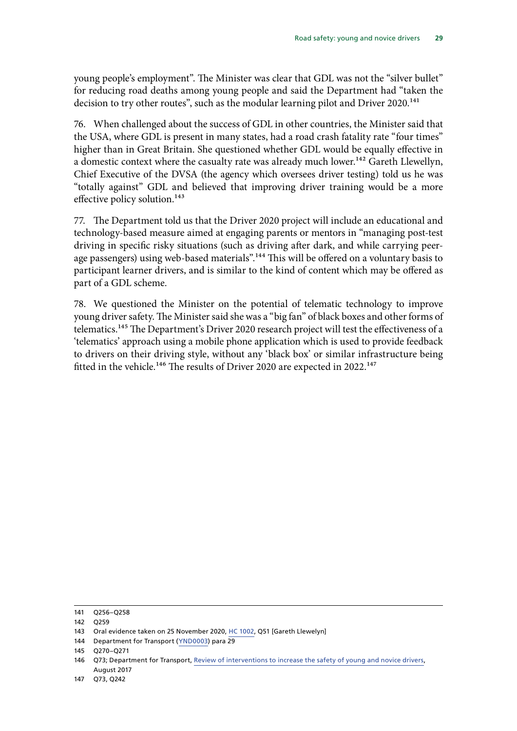young people's employment". The Minister was clear that GDL was not the "silver bullet" for reducing road deaths among young people and said the Department had "taken the decision to try other routes", such as the modular learning pilot and Driver 2020.[141]

76. When challenged about the success of GDL in other countries, the Minister said that the USA, where GDL is present in many states, had a road crash fatality rate "four times" higher than in Great Britain. She questioned whether GDL would be equally effective in a domestic context where the casualty rate was already much lower.[142] Gareth Llewellyn, Chief Executive of the DVSA (the agency which oversees driver testing) told us he was "totally against" GDL and believed that improving driver training would be a more effective policy solution.[143]

77. The Department told us that the Driver 2020 project will include an educational and technology-based measure aimed at engaging parents or mentors in "managing post-test driving in specific risky situations (such as driving after dark, and while carrying peer-age passengers) using web-based materials".[144] This will be offered on a voluntary basis to participant learner drivers, and is similar to the kind of content which may be offered as part of a GDL scheme.

78. We questioned the Minister on the potential of telematic technology to improve young driver safety. The Minister said she was a "big fan" of black boxes and other forms of telematics.[145] The Department's Driver 2020 research project will test the effectiveness of a 'telematics' approach using a mobile phone application which is used to provide feedback to drivers on their driving style, without any 'black box' or similar infrastructure being fitted in the vehicle.[146] The results of Driver 2020 are expected in 2022.[147]

---

141 Q256–Q258

142 Q259

143 Oral evidence taken on 25 November 2020, HC 1002, Q51 [Gareth Llewelyn]

144 Department for Transport (YND0003) para 29

145 Q270–Q271

146 Q73; Department for Transport, Review of interventions to increase the safety of young and novice drivers, August 2017

147 Q73, Q242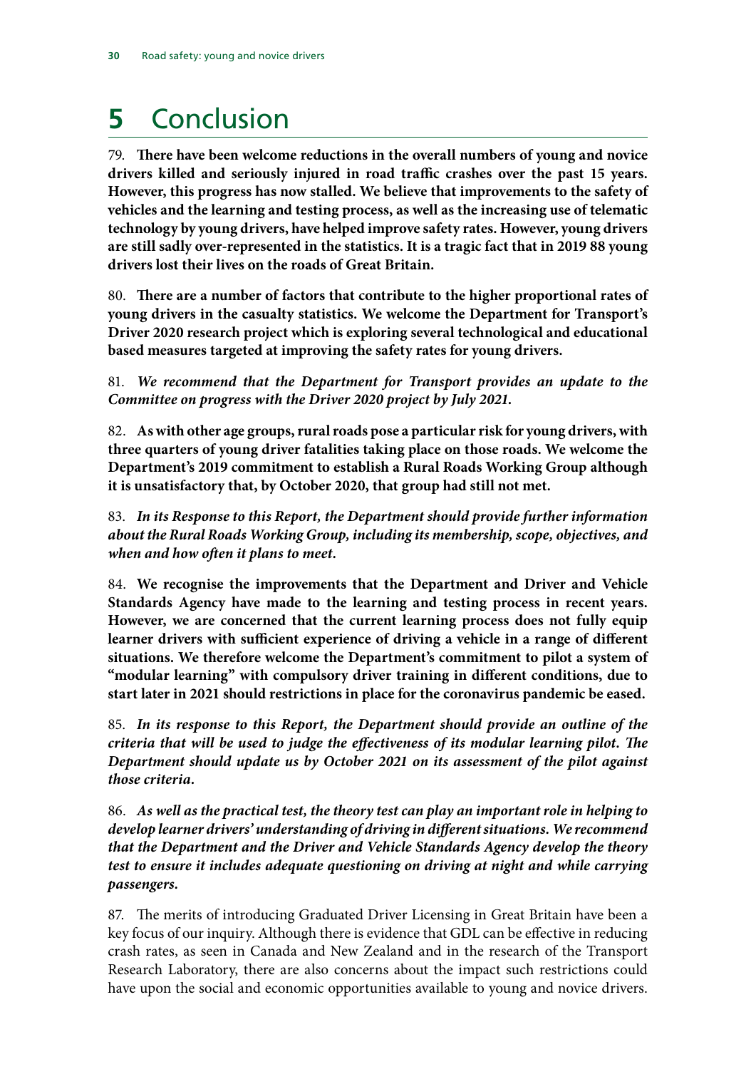# 5 Conclusion

79. **There have been welcome reductions in the overall numbers of young and novice drivers killed and seriously injured in road traffic crashes over the past 15 years. However, this progress has now stalled. We believe that improvements to the safety of vehicles and the learning and testing process, as well as the increasing use of telematic technology by young drivers, have helped improve safety rates. However, young drivers are still sadly over-represented in the statistics. It is a tragic fact that in 2019 88 young drivers lost their lives on the roads of Great Britain.**

80. **There are a number of factors that contribute to the higher proportional rates of young drivers in the casualty statistics. We welcome the Department for Transport's Driver 2020 research project which is exploring several technological and educational based measures targeted at improving the safety rates for young drivers.**

81. ***We recommend that the Department for Transport provides an update to the Committee on progress with the Driver 2020 project by July 2021.***

82. **As with other age groups, rural roads pose a particular risk for young drivers, with three quarters of young driver fatalities taking place on those roads. We welcome the Department's 2019 commitment to establish a Rural Roads Working Group although it is unsatisfactory that, by October 2020, that group had still not met.**

83. ***In its Response to this Report, the Department should provide further information about the Rural Roads Working Group, including its membership, scope, objectives, and when and how often it plans to meet.***

84. **We recognise the improvements that the Department and Driver and Vehicle Standards Agency have made to the learning and testing process in recent years. However, we are concerned that the current learning process does not fully equip learner drivers with sufficient experience of driving a vehicle in a range of different situations. We therefore welcome the Department's commitment to pilot a system of "modular learning" with compulsory driver training in different conditions, due to start later in 2021 should restrictions in place for the coronavirus pandemic be eased.**

85. ***In its response to this Report, the Department should provide an outline of the criteria that will be used to judge the effectiveness of its modular learning pilot. The Department should update us by October 2021 on its assessment of the pilot against those criteria.***

86. ***As well as the practical test, the theory test can play an important role in helping to develop learner drivers' understanding of driving in different situations. We recommend that the Department and the Driver and Vehicle Standards Agency develop the theory test to ensure it includes adequate questioning on driving at night and while carrying passengers.***

87. The merits of introducing Graduated Driver Licensing in Great Britain have been a key focus of our inquiry. Although there is evidence that GDL can be effective in reducing crash rates, as seen in Canada and New Zealand and in the research of the Transport Research Laboratory, there are also concerns about the impact such restrictions could have upon the social and economic opportunities available to young and novice drivers.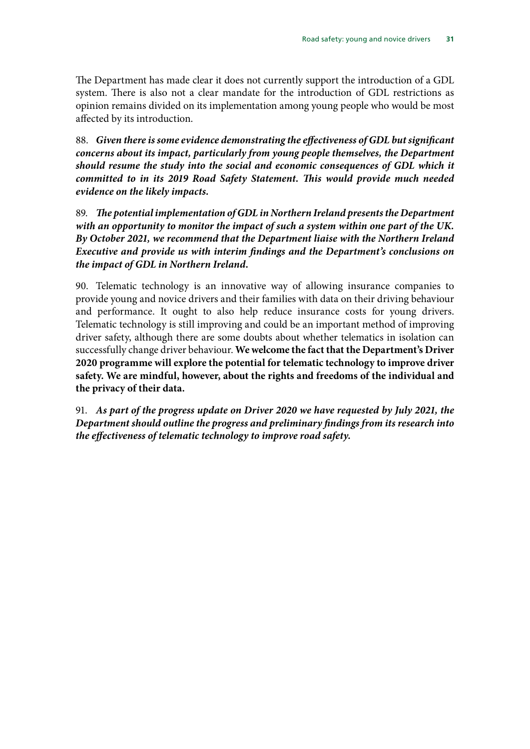The Department has made clear it does not currently support the introduction of a GDL system. There is also not a clear mandate for the introduction of GDL restrictions as opinion remains divided on its implementation among young people who would be most affected by its introduction.

88. ***Given there is some evidence demonstrating the effectiveness of GDL but significant concerns about its impact, particularly from young people themselves, the Department should resume the study into the social and economic consequences of GDL which it committed to in its 2019 Road Safety Statement. This would provide much needed evidence on the likely impacts.***

89. ***The potential implementation of GDL in Northern Ireland presents the Department with an opportunity to monitor the impact of such a system within one part of the UK. By October 2021, we recommend that the Department liaise with the Northern Ireland Executive and provide us with interim findings and the Department's conclusions on the impact of GDL in Northern Ireland.***

90. Telematic technology is an innovative way of allowing insurance companies to provide young and novice drivers and their families with data on their driving behaviour and performance. It ought to also help reduce insurance costs for young drivers. Telematic technology is still improving and could be an important method of improving driver safety, although there are some doubts about whether telematics in isolation can successfully change driver behaviour. **We welcome the fact that the Department's Driver 2020 programme will explore the potential for telematic technology to improve driver safety. We are mindful, however, about the rights and freedoms of the individual and the privacy of their data.**

91. ***As part of the progress update on Driver 2020 we have requested by July 2021, the Department should outline the progress and preliminary findings from its research into the effectiveness of telematic technology to improve road safety.***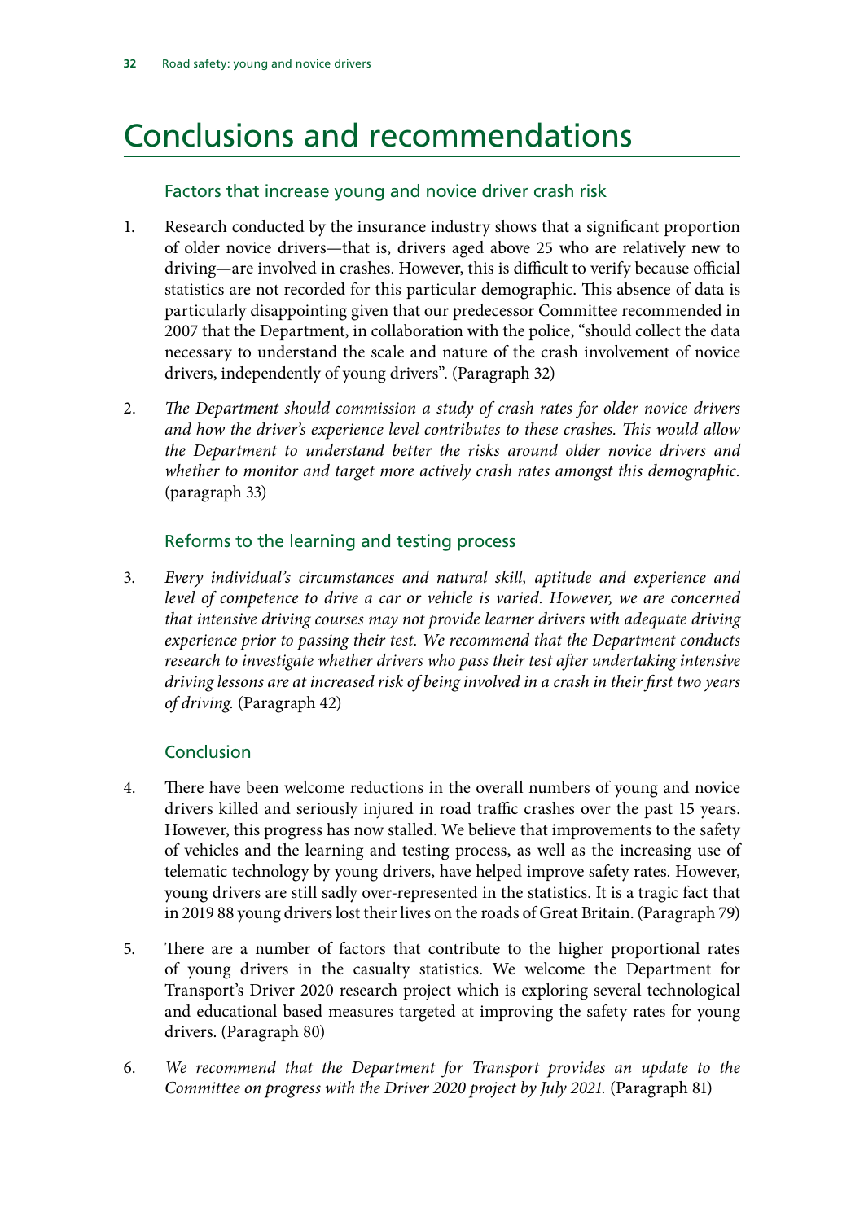# Conclusions and recommendations

## Factors that increase young and novice driver crash risk

1. Research conducted by the insurance industry shows that a significant proportion of older novice drivers—that is, drivers aged above 25 who are relatively new to driving—are involved in crashes. However, this is difficult to verify because official statistics are not recorded for this particular demographic. This absence of data is particularly disappointing given that our predecessor Committee recommended in 2007 that the Department, in collaboration with the police, "should collect the data necessary to understand the scale and nature of the crash involvement of novice drivers, independently of young drivers". (Paragraph 32)

2. *The Department should commission a study of crash rates for older novice drivers and how the driver's experience level contributes to these crashes. This would allow the Department to understand better the risks around older novice drivers and whether to monitor and target more actively crash rates amongst this demographic.* (paragraph 33)

## Reforms to the learning and testing process

3. *Every individual's circumstances and natural skill, aptitude and experience and level of competence to drive a car or vehicle is varied. However, we are concerned that intensive driving courses may not provide learner drivers with adequate driving experience prior to passing their test. We recommend that the Department conducts research to investigate whether drivers who pass their test after undertaking intensive driving lessons are at increased risk of being involved in a crash in their first two years of driving.* (Paragraph 42)

## Conclusion

4. There have been welcome reductions in the overall numbers of young and novice drivers killed and seriously injured in road traffic crashes over the past 15 years. However, this progress has now stalled. We believe that improvements to the safety of vehicles and the learning and testing process, as well as the increasing use of telematic technology by young drivers, have helped improve safety rates. However, young drivers are still sadly over-represented in the statistics. It is a tragic fact that in 2019 88 young drivers lost their lives on the roads of Great Britain. (Paragraph 79)

5. There are a number of factors that contribute to the higher proportional rates of young drivers in the casualty statistics. We welcome the Department for Transport's Driver 2020 research project which is exploring several technological and educational based measures targeted at improving the safety rates for young drivers. (Paragraph 80)

6. *We recommend that the Department for Transport provides an update to the Committee on progress with the Driver 2020 project by July 2021.* (Paragraph 81)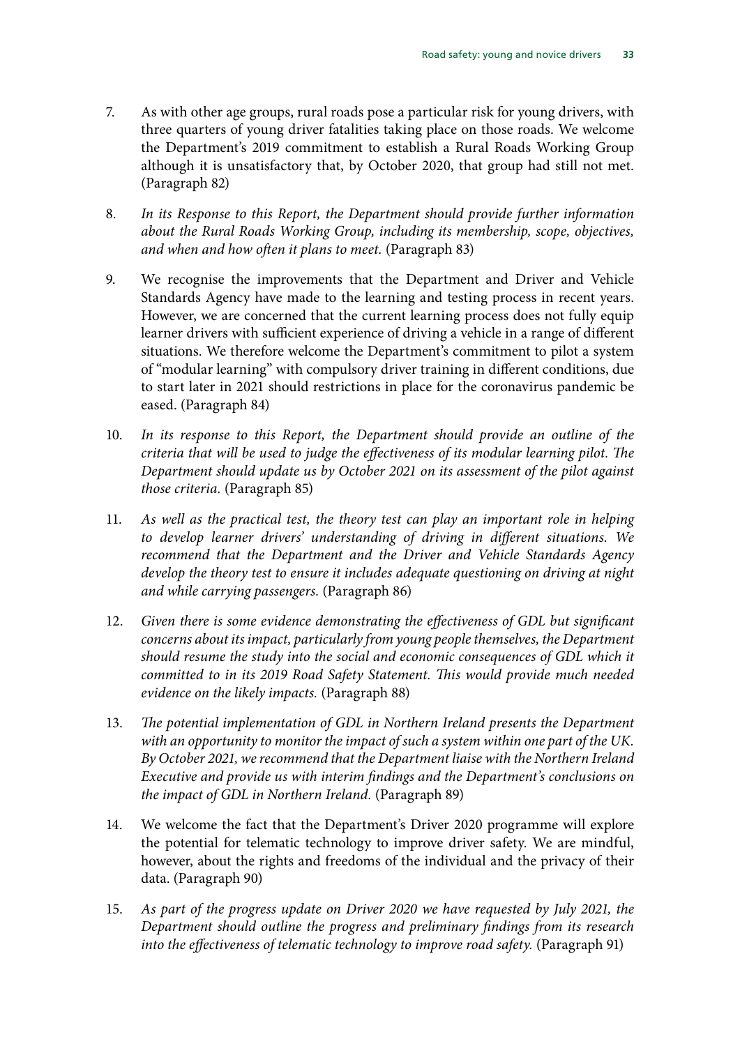7. As with other age groups, rural roads pose a particular risk for young drivers, with three quarters of young driver fatalities taking place on those roads. We welcome the Department's 2019 commitment to establish a Rural Roads Working Group although it is unsatisfactory that, by October 2020, that group had still not met. (Paragraph 82)

8. *In its Response to this Report, the Department should provide further information about the Rural Roads Working Group, including its membership, scope, objectives, and when and how often it plans to meet.* (Paragraph 83)

9. We recognise the improvements that the Department and Driver and Vehicle Standards Agency have made to the learning and testing process in recent years. However, we are concerned that the current learning process does not fully equip learner drivers with sufficient experience of driving a vehicle in a range of different situations. We therefore welcome the Department's commitment to pilot a system of "modular learning" with compulsory driver training in different conditions, due to start later in 2021 should restrictions in place for the coronavirus pandemic be eased. (Paragraph 84)

10. *In its response to this Report, the Department should provide an outline of the criteria that will be used to judge the effectiveness of its modular learning pilot. The Department should update us by October 2021 on its assessment of the pilot against those criteria.* (Paragraph 85)

11. *As well as the practical test, the theory test can play an important role in helping to develop learner drivers' understanding of driving in different situations. We recommend that the Department and the Driver and Vehicle Standards Agency develop the theory test to ensure it includes adequate questioning on driving at night and while carrying passengers.* (Paragraph 86)

12. *Given there is some evidence demonstrating the effectiveness of GDL but significant concerns about its impact, particularly from young people themselves, the Department should resume the study into the social and economic consequences of GDL which it committed to in its 2019 Road Safety Statement. This would provide much needed evidence on the likely impacts.* (Paragraph 88)

13. *The potential implementation of GDL in Northern Ireland presents the Department with an opportunity to monitor the impact of such a system within one part of the UK. By October 2021, we recommend that the Department liaise with the Northern Ireland Executive and provide us with interim findings and the Department's conclusions on the impact of GDL in Northern Ireland.* (Paragraph 89)

14. We welcome the fact that the Department's Driver 2020 programme will explore the potential for telematic technology to improve driver safety. We are mindful, however, about the rights and freedoms of the individual and the privacy of their data. (Paragraph 90)

15. *As part of the progress update on Driver 2020 we have requested by July 2021, the Department should outline the progress and preliminary findings from its research into the effectiveness of telematic technology to improve road safety.* (Paragraph 91)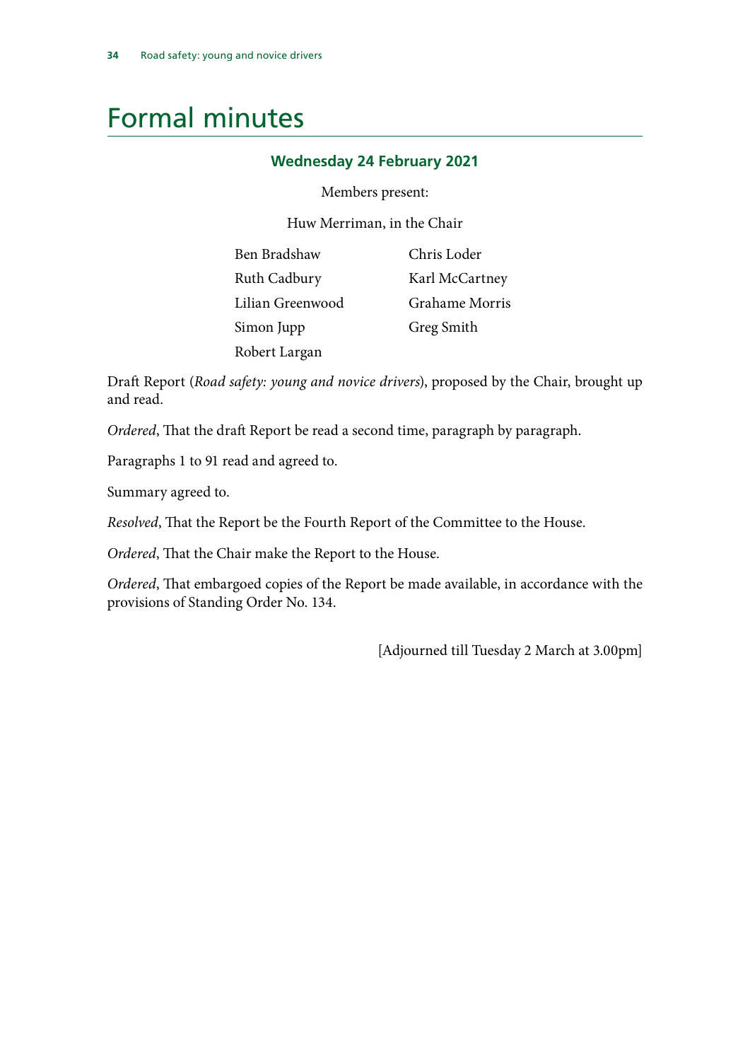# Formal minutes

### Wednesday 24 February 2021

Members present:

Huw Merriman, in the Chair

Ben Bradshaw
Ruth Cadbury
Lilian Greenwood
Simon Jupp
Robert Largan
Chris Loder
Karl McCartney
Grahame Morris
Greg Smith

Draft Report (*Road safety: young and novice drivers*), proposed by the Chair, brought up and read.

*Ordered*, That the draft Report be read a second time, paragraph by paragraph.

Paragraphs 1 to 91 read and agreed to.

Summary agreed to.

*Resolved*, That the Report be the Fourth Report of the Committee to the House.

*Ordered*, That the Chair make the Report to the House.

*Ordered*, That embargoed copies of the Report be made available, in accordance with the provisions of Standing Order No. 134.

[Adjourned till Tuesday 2 March at 3.00pm]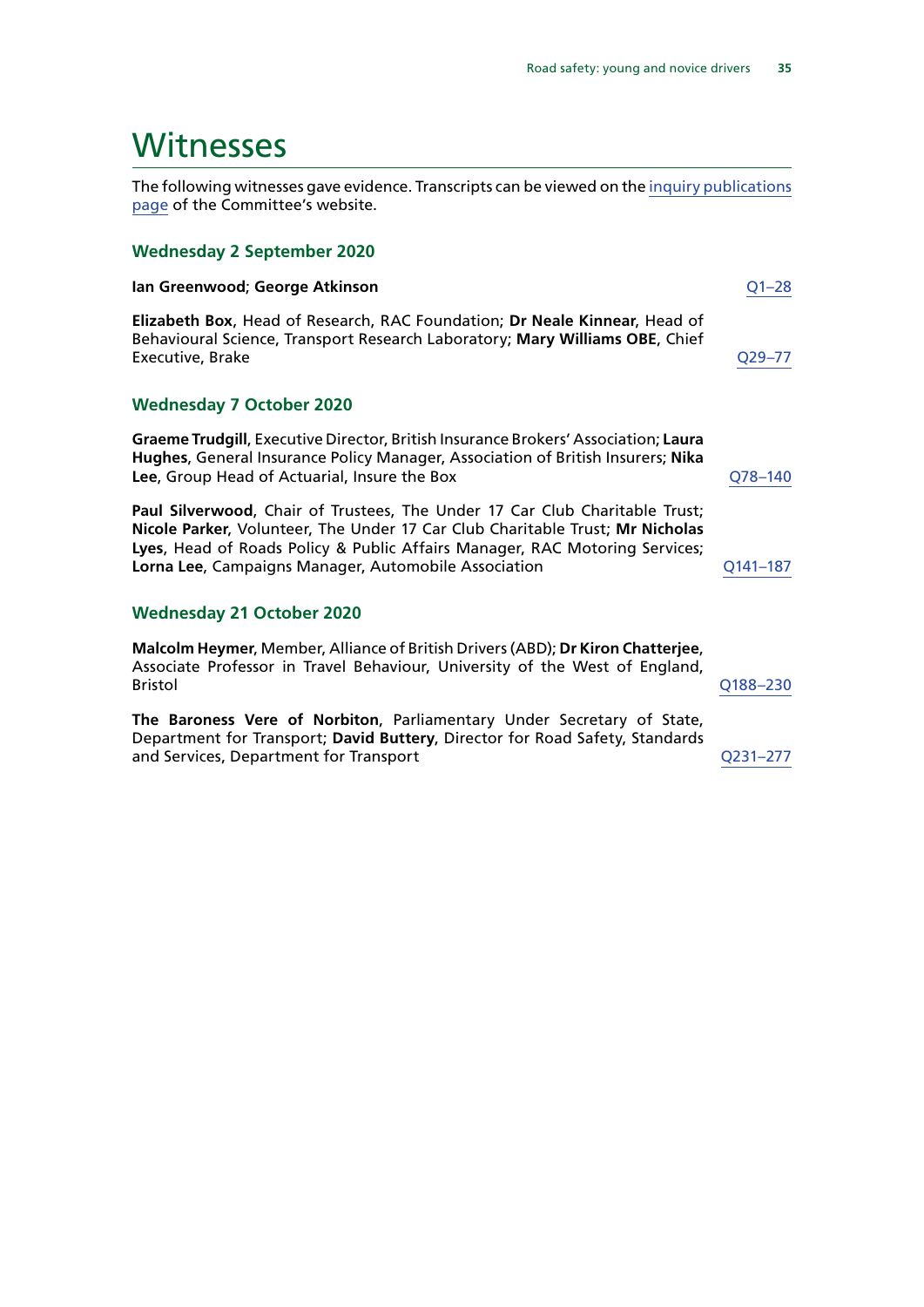# Witnesses

The following witnesses gave evidence. Transcripts can be viewed on the inquiry publications page of the Committee's website.

### Wednesday 2 September 2020

**Ian Greenwood**; **George Atkinson** — Q1–28

**Elizabeth Box**, Head of Research, RAC Foundation; **Dr Neale Kinnear**, Head of Behavioural Science, Transport Research Laboratory; **Mary Williams OBE**, Chief Executive, Brake — Q29–77

### Wednesday 7 October 2020

**Graeme Trudgill**, Executive Director, British Insurance Brokers' Association; **Laura Hughes**, General Insurance Policy Manager, Association of British Insurers; **Nika Lee**, Group Head of Actuarial, Insure the Box — Q78–140

**Paul Silverwood**, Chair of Trustees, The Under 17 Car Club Charitable Trust; **Nicole Parker**, Volunteer, The Under 17 Car Club Charitable Trust; **Mr Nicholas Lyes**, Head of Roads Policy & Public Affairs Manager, RAC Motoring Services; **Lorna Lee**, Campaigns Manager, Automobile Association — Q141–187

### Wednesday 21 October 2020

**Malcolm Heymer**, Member, Alliance of British Drivers (ABD); **Dr Kiron Chatterjee**, Associate Professor in Travel Behaviour, University of the West of England, Bristol — Q188–230

**The Baroness Vere of Norbiton**, Parliamentary Under Secretary of State, Department for Transport; **David Buttery**, Director for Road Safety, Standards and Services, Department for Transport — Q231–277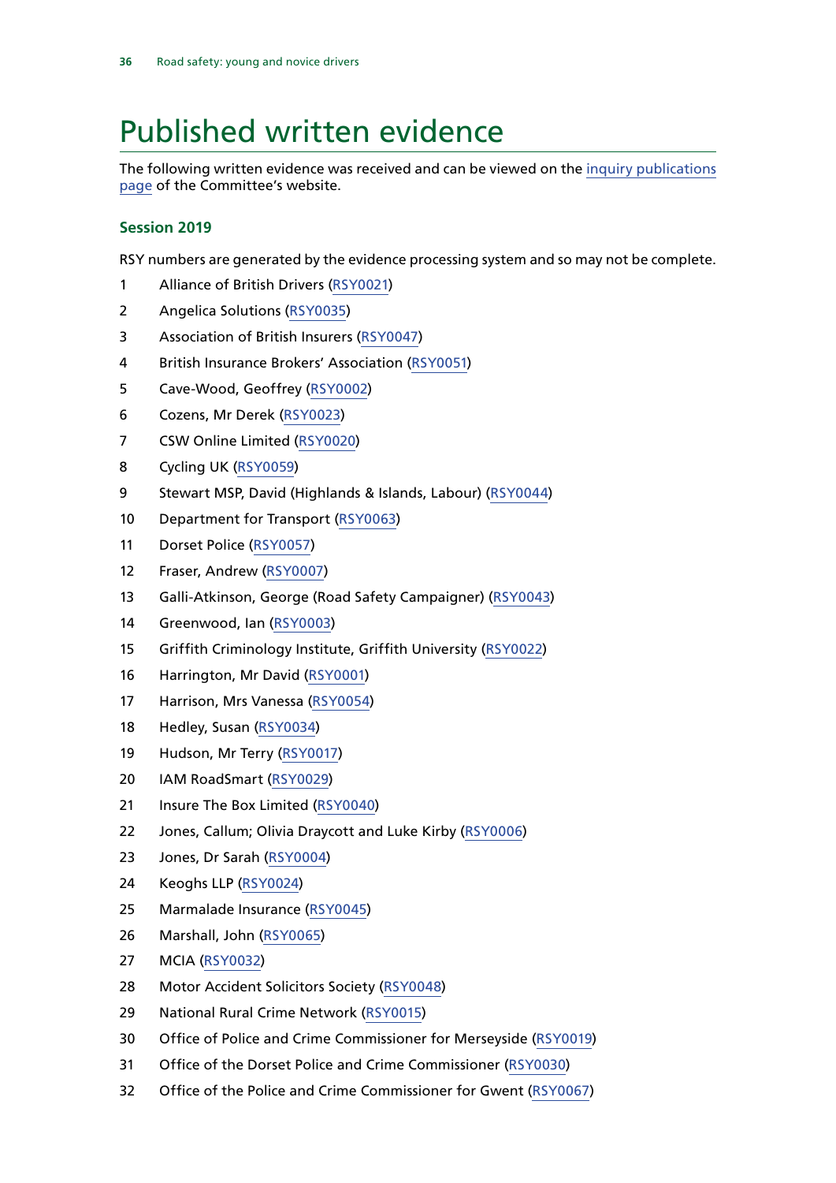# Published written evidence

The following written evidence was received and can be viewed on the inquiry publications page of the Committee's website.

### Session 2019

RSY numbers are generated by the evidence processing system and so may not be complete.

1 Alliance of British Drivers (RSY0021)

2 Angelica Solutions (RSY0035)

3 Association of British Insurers (RSY0047)

4 British Insurance Brokers' Association (RSY0051)

5 Cave-Wood, Geoffrey (RSY0002)

6 Cozens, Mr Derek (RSY0023)

7 CSW Online Limited (RSY0020)

8 Cycling UK (RSY0059)

9 Stewart MSP, David (Highlands & Islands, Labour) (RSY0044)

10 Department for Transport (RSY0063)

11 Dorset Police (RSY0057)

12 Fraser, Andrew (RSY0007)

13 Galli-Atkinson, George (Road Safety Campaigner) (RSY0043)

14 Greenwood, Ian (RSY0003)

15 Griffith Criminology Institute, Griffith University (RSY0022)

16 Harrington, Mr David (RSY0001)

17 Harrison, Mrs Vanessa (RSY0054)

18 Hedley, Susan (RSY0034)

19 Hudson, Mr Terry (RSY0017)

20 IAM RoadSmart (RSY0029)

21 Insure The Box Limited (RSY0040)

22 Jones, Callum; Olivia Draycott and Luke Kirby (RSY0006)

23 Jones, Dr Sarah (RSY0004)

24 Keoghs LLP (RSY0024)

25 Marmalade Insurance (RSY0045)

26 Marshall, John (RSY0065)

27 MCIA (RSY0032)

28 Motor Accident Solicitors Society (RSY0048)

29 National Rural Crime Network (RSY0015)

30 Office of Police and Crime Commissioner for Merseyside (RSY0019)

31 Office of the Dorset Police and Crime Commissioner (RSY0030)

32 Office of the Police and Crime Commissioner for Gwent (RSY0067)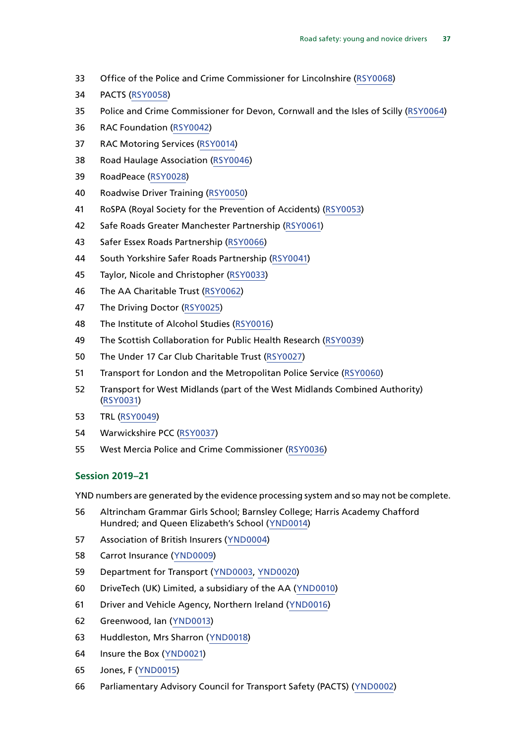33 Office of the Police and Crime Commissioner for Lincolnshire (RSY0068)

34 PACTS (RSY0058)

35 Police and Crime Commissioner for Devon, Cornwall and the Isles of Scilly (RSY0064)

36 RAC Foundation (RSY0042)

37 RAC Motoring Services (RSY0014)

38 Road Haulage Association (RSY0046)

39 RoadPeace (RSY0028)

40 Roadwise Driver Training (RSY0050)

41 RoSPA (Royal Society for the Prevention of Accidents) (RSY0053)

42 Safe Roads Greater Manchester Partnership (RSY0061)

43 Safer Essex Roads Partnership (RSY0066)

44 South Yorkshire Safer Roads Partnership (RSY0041)

45 Taylor, Nicole and Christopher (RSY0033)

46 The AA Charitable Trust (RSY0062)

47 The Driving Doctor (RSY0025)

48 The Institute of Alcohol Studies (RSY0016)

49 The Scottish Collaboration for Public Health Research (RSY0039)

50 The Under 17 Car Club Charitable Trust (RSY0027)

51 Transport for London and the Metropolitan Police Service (RSY0060)

52 Transport for West Midlands (part of the West Midlands Combined Authority) (RSY0031)

53 TRL (RSY0049)

54 Warwickshire PCC (RSY0037)

55 West Mercia Police and Crime Commissioner (RSY0036)

### Session 2019–21

YND numbers are generated by the evidence processing system and so may not be complete.

56 Altrincham Grammar Girls School; Barnsley College; Harris Academy Chafford Hundred; and Queen Elizabeth's School (YND0014)

57 Association of British Insurers (YND0004)

58 Carrot Insurance (YND0009)

59 Department for Transport (YND0003, YND0020)

60 DriveTech (UK) Limited, a subsidiary of the AA (YND0010)

61 Driver and Vehicle Agency, Northern Ireland (YND0016)

62 Greenwood, Ian (YND0013)

63 Huddleston, Mrs Sharron (YND0018)

64 Insure the Box (YND0021)

65 Jones, F (YND0015)

66 Parliamentary Advisory Council for Transport Safety (PACTS) (YND0002)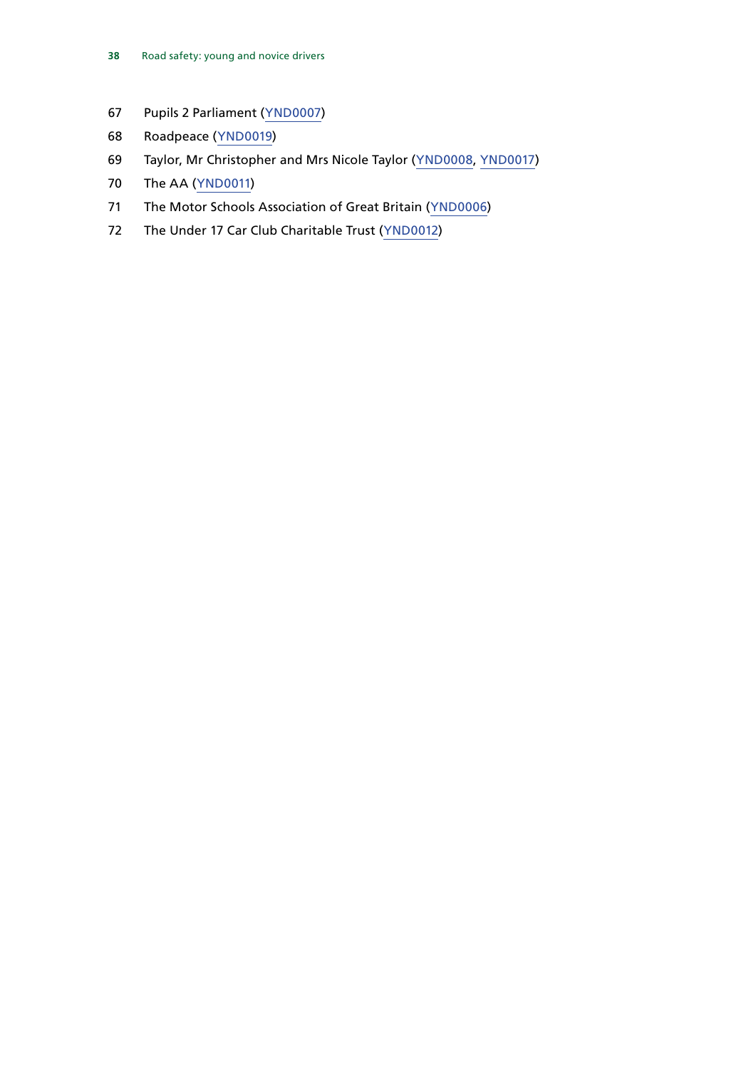67 Pupils 2 Parliament (YND0007)

68 Roadpeace (YND0019)

69 Taylor, Mr Christopher and Mrs Nicole Taylor (YND0008, YND0017)

70 The AA (YND0011)

71 The Motor Schools Association of Great Britain (YND0006)

72 The Under 17 Car Club Charitable Trust (YND0012)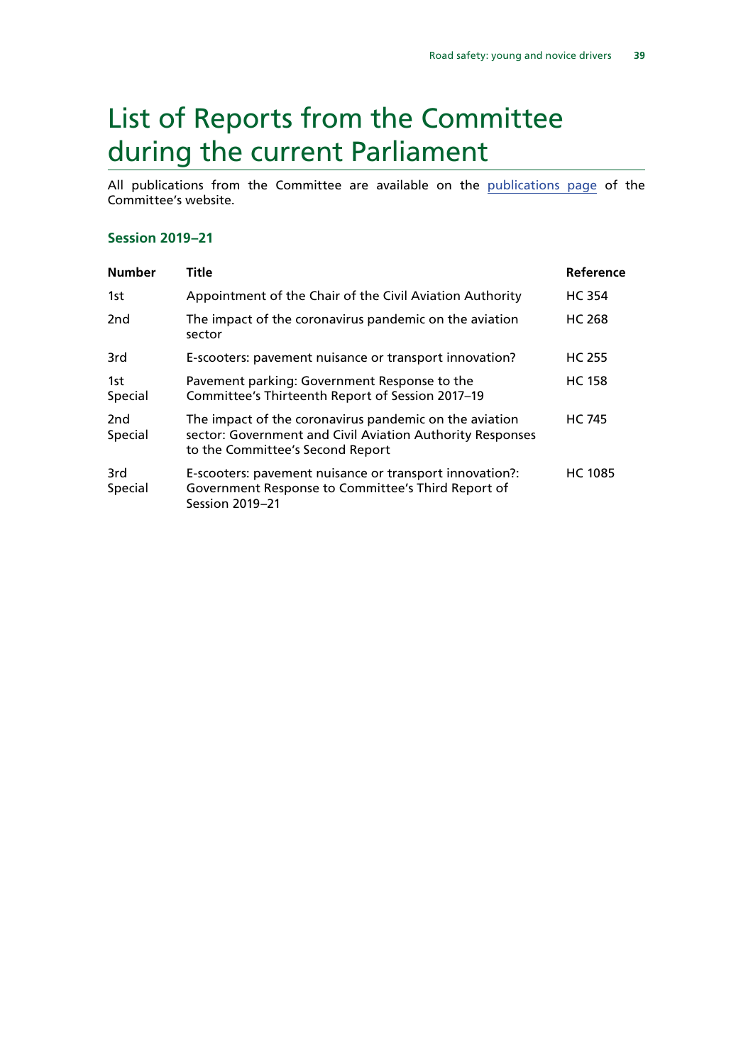# List of Reports from the Committee during the current Parliament

All publications from the Committee are available on the publications page of the Committee's website.

### Session 2019–21

| Number | Title | Reference |
|---|---|---|
| 1st | Appointment of the Chair of the Civil Aviation Authority | HC 354 |
| 2nd | The impact of the coronavirus pandemic on the aviation sector | HC 268 |
| 3rd | E-scooters: pavement nuisance or transport innovation? | HC 255 |
| 1st Special | Pavement parking: Government Response to the Committee's Thirteenth Report of Session 2017–19 | HC 158 |
| 2nd Special | The impact of the coronavirus pandemic on the aviation sector: Government and Civil Aviation Authority Responses to the Committee's Second Report | HC 745 |
| 3rd Special | E-scooters: pavement nuisance or transport innovation?: Government Response to Committee's Third Report of Session 2019–21 | HC 1085 |